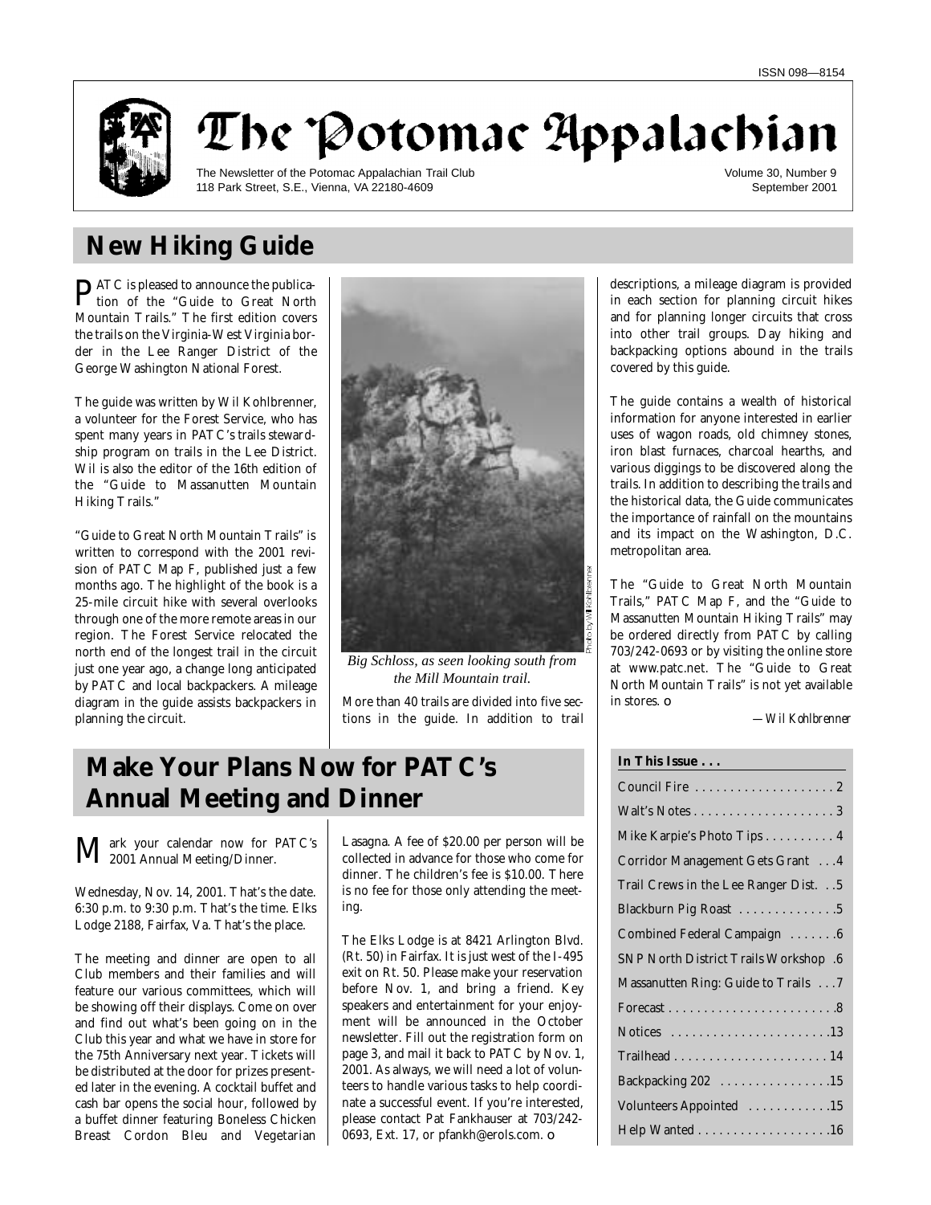ISSN 098—8154

# The Potomac Appalachian

The Newsletter of the Potomac Appalachian Trail Club
118 Park Street, S.E., Vienna, VA 22180-4609

Volume 30, Number 9
September 2001

## New Hiking Guide

PATC is pleased to announce the publication of the "Guide to Great North Mountain Trails." The first edition covers the trails on the Virginia-West Virginia border in the Lee Ranger District of the George Washington National Forest.

The guide was written by Wil Kohlbrenner, a volunteer for the Forest Service, who has spent many years in PATC's trails stewardship program on trails in the Lee District. Wil is also the editor of the 16th edition of the "Guide to Massanutten Mountain Hiking Trails."

"Guide to Great North Mountain Trails" is written to correspond with the 2001 revision of PATC Map F, published just a few months ago. The highlight of the book is a 25-mile circuit hike with several overlooks through one of the more remote areas in our region. The Forest Service relocated the north end of the longest trail in the circuit just one year ago, a change long anticipated by PATC and local backpackers. A mileage diagram in the guide assists backpackers in planning the circuit.

*Big Schloss, as seen looking south from the Mill Mountain trail.*

Photo by Wil Kohlbrenner

More than 40 trails are divided into five sections in the guide. In addition to trail descriptions, a mileage diagram is provided in each section for planning circuit hikes and for planning longer circuits that cross into other trail groups. Day hiking and backpacking options abound in the trails covered by this guide.

The guide contains a wealth of historical information for anyone interested in earlier uses of wagon roads, old chimney stones, iron blast furnaces, charcoal hearths, and various diggings to be discovered along the trails. In addition to describing the trails and the historical data, the Guide communicates the importance of rainfall on the mountains and its impact on the Washington, D.C. metropolitan area.

The "Guide to Great North Mountain Trails," PATC Map F, and the "Guide to Massanutten Mountain Hiking Trails" may be ordered directly from PATC by calling 703/242-0693 or by visiting the online store at www.patc.net. The "Guide to Great North Mountain Trails" is not yet available in stores.

*—Wil Kohlbrenner*

## Make Your Plans Now for PATC's Annual Meeting and Dinner

Mark your calendar now for PATC's 2001 Annual Meeting/Dinner.

Wednesday, Nov. 14, 2001. That's the date. 6:30 p.m. to 9:30 p.m. That's the time. Elks Lodge 2188, Fairfax, Va. That's the place.

The meeting and dinner are open to all Club members and their families and will feature our various committees, which will be showing off their displays. Come on over and find out what's been going on in the Club this year and what we have in store for the 75th Anniversary next year. Tickets will be distributed at the door for prizes presented later in the evening. A cocktail buffet and cash bar opens the social hour, followed by a buffet dinner featuring Boneless Chicken Breast Cordon Bleu and Vegetarian Lasagna. A fee of $20.00 per person will be collected in advance for those who come for dinner. The children's fee is $10.00. There is no fee for those only attending the meeting.

The Elks Lodge is at 8421 Arlington Blvd. (Rt. 50) in Fairfax. It is just west of the I-495 exit on Rt. 50. Please make your reservation before Nov. 1, and bring a friend. Key speakers and entertainment for your enjoyment will be announced in the October newsletter. Fill out the registration form on page 3, and mail it back to PATC by Nov. 1, 2001. As always, we will need a lot of volunteers to handle various tasks to help coordinate a successful event. If you're interested, please contact Pat Fankhauser at 703/242-0693, Ext. 17, or pfankh@erols.com.

**In This Issue . . .**

| | |
|---|---|
| Council Fire | 2 |
| Walt's Notes | 3 |
| Mike Karpie's Photo Tips | 4 |
| Corridor Management Gets Grant | 4 |
| Trail Crews in the Lee Ranger Dist. | 5 |
| Blackburn Pig Roast | 5 |
| Combined Federal Campaign | 6 |
| SNP North District Trails Workshop | 6 |
| Massanutten Ring: Guide to Trails | 7 |
| Forecast | 8 |
| Notices | 13 |
| Trailhead | 14 |
| Backpacking 202 | 15 |
| Volunteers Appointed | 15 |
| Help Wanted | 16 |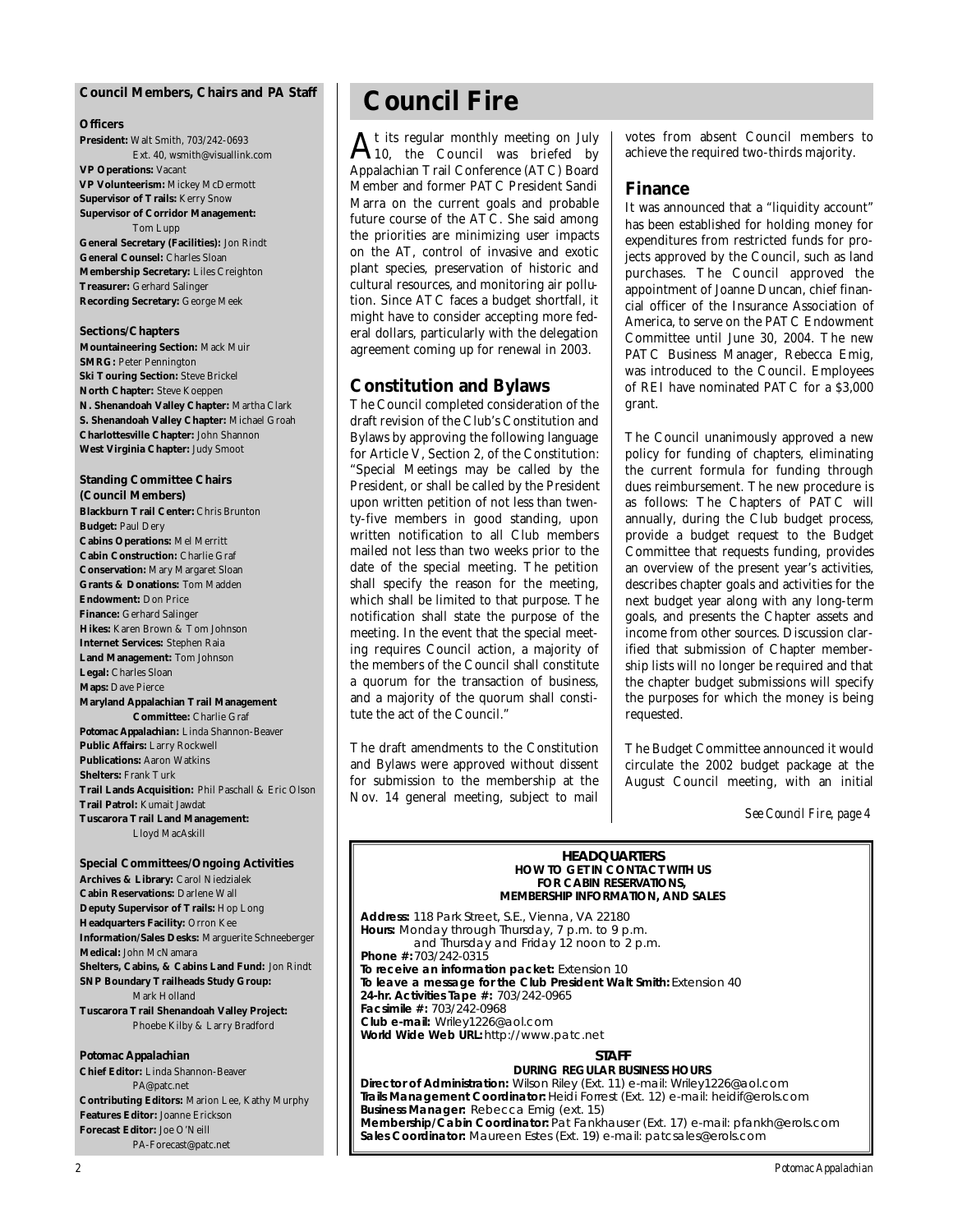## Council Members, Chairs and PA Staff

**Officers**

**President:** Walt Smith, 703/242-0693 Ext. 40, wsmith@visuallink.com
**VP Operations:** Vacant
**VP Volunteerism:** Mickey McDermott
**Supervisor of Trails:** Kerry Snow
**Supervisor of Corridor Management:** Tom Lupp
**General Secretary (Facilities):** Jon Rindt
**General Counsel:** Charles Sloan
**Membership Secretary:** Liles Creighton
**Treasurer:** Gerhard Salinger
**Recording Secretary:** George Meek

**Sections/Chapters**

**Mountaineering Section:** Mack Muir
**SMRG:** Peter Pennington
**Ski Touring Section:** Steve Brickel
**North Chapter:** Steve Koeppen
**N. Shenandoah Valley Chapter:** Martha Clark
**S. Shenandoah Valley Chapter:** Michael Groah
**Charlottesville Chapter:** John Shannon
**West Virginia Chapter:** Judy Smoot

**Standing Committee Chairs (Council Members)**

**Blackburn Trail Center:** Chris Brunton
**Budget:** Paul Dery
**Cabins Operations:** Mel Merritt
**Cabin Construction:** Charlie Graf
**Conservation:** Mary Margaret Sloan
**Grants & Donations:** Tom Madden
**Endowment:** Don Price
**Finance:** Gerhard Salinger
**Hikes:** Karen Brown & Tom Johnson
**Internet Services:** Stephen Raia
**Land Management:** Tom Johnson
**Legal:** Charles Sloan
**Maps:** Dave Pierce
**Maryland Appalachian Trail Management Committee:** Charlie Graf
**Potomac Appalachian:** Linda Shannon-Beaver
**Public Affairs:** Larry Rockwell
**Publications:** Aaron Watkins
**Shelters:** Frank Turk
**Trail Lands Acquisition:** Phil Paschall & Eric Olson
**Trail Patrol:** Kumait Jawdat
**Tuscarora Trail Land Management:** Lloyd MacAskill

**Special Committees/Ongoing Activities**

**Archives & Library:** Carol Niedzialek
**Cabin Reservations:** Darlene Wall
**Deputy Supervisor of Trails:** Hop Long
**Headquarters Facility:** Orron Kee
**Information/Sales Desks:** Marguerite Schneeberger
**Medical:** John McNamara
**Shelters, Cabins, & Cabins Land Fund:** Jon Rindt
**SNP Boundary Trailheads Study Group:** Mark Holland
**Tuscarora Trail Shenandoah Valley Project:** Phoebe Kilby & Larry Bradford

**Potomac Appalachian**

**Chief Editor:** Linda Shannon-Beaver PA@patc.net
**Contributing Editors:** Marion Lee, Kathy Murphy
**Features Editor:** Joanne Erickson
**Forecast Editor:** Joe O'Neill PA-Forecast@patc.net

# Council Fire

At its regular monthly meeting on July 10, the Council was briefed by Appalachian Trail Conference (ATC) Board Member and former PATC President Sandi Marra on the current goals and probable future course of the ATC. She said among the priorities are minimizing user impacts on the AT, control of invasive and exotic plant species, preservation of historic and cultural resources, and monitoring air pollution. Since ATC faces a budget shortfall, it might have to consider accepting more federal dollars, particularly with the delegation agreement coming up for renewal in 2003.

## Constitution and Bylaws

The Council completed consideration of the draft revision of the Club's Constitution and Bylaws by approving the following language for Article V, Section 2, of the Constitution: "Special Meetings may be called by the President, or shall be called by the President upon written petition of not less than twenty-five members in good standing, upon written notification to all Club members mailed not less than two weeks prior to the date of the special meeting. The petition shall specify the reason for the meeting, which shall be limited to that purpose. The notification shall state the purpose of the meeting. In the event that the special meeting requires Council action, a majority of the members of the Council shall constitute a quorum for the transaction of business, and a majority of the quorum shall constitute the act of the Council."

The draft amendments to the Constitution and Bylaws were approved without dissent for submission to the membership at the Nov. 14 general meeting, subject to mail votes from absent Council members to achieve the required two-thirds majority.

## Finance

It was announced that a "liquidity account" has been established for holding money for expenditures from restricted funds for projects approved by the Council, such as land purchases. The Council approved the appointment of Joanne Duncan, chief financial officer of the Insurance Association of America, to serve on the PATC Endowment Committee until June 30, 2004. The new PATC Business Manager, Rebecca Emig, was introduced to the Council. Employees of REI have nominated PATC for a $3,000 grant.

The Council unanimously approved a new policy for funding of chapters, eliminating the current formula for funding through dues reimbursement. The new procedure is as follows: The Chapters of PATC will annually, during the Club budget process, provide a budget request to the Budget Committee that requests funding, provides an overview of the present year's activities, describes chapter goals and activities for the next budget year along with any long-term goals, and presents the Chapter assets and income from other sources. Discussion clarified that submission of Chapter membership lists will no longer be required and that the chapter budget submissions will specify the purposes for which the money is being requested.

The Budget Committee announced it would circulate the 2002 budget package at the August Council meeting, with an initial

*See Council Fire, page 4*

**HEADQUARTERS**
**HOW TO GET IN CONTACT WITH US FOR CABIN RESERVATIONS, MEMBERSHIP INFORMATION, AND SALES**

**Address:** 118 Park Street, S.E., Vienna, VA 22180
**Hours:** Monday through Thursday, 7 p.m. to 9 p.m. and Thursday and Friday 12 noon to 2 p.m.
**Phone #:** 703/242-0315
**To receive an information packet:** Extension 10
**To leave a message for the Club President Walt Smith:** Extension 40
**24-hr. Activities Tape #:** 703/242-0965
**Facsimile #:** 703/242-0968
**Club e-mail:** Wriley1226@aol.com
**World Wide Web URL:** http://www.patc.net

**STAFF**
**DURING REGULAR BUSINESS HOURS**

**Director of Administration:** Wilson Riley (Ext. 11) e-mail: Wriley1226@aol.com
**Trails Management Coordinator:** Heidi Forrest (Ext. 12) e-mail: heidif@erols.com
**Business Manager:** Rebecca Emig (ext. 15)
**Membership/Cabin Coordinator:** Pat Fankhauser (Ext. 17) e-mail: pfankh@erols.com
**Sales Coordinator:** Maureen Estes (Ext. 19) e-mail: patcsales@erols.com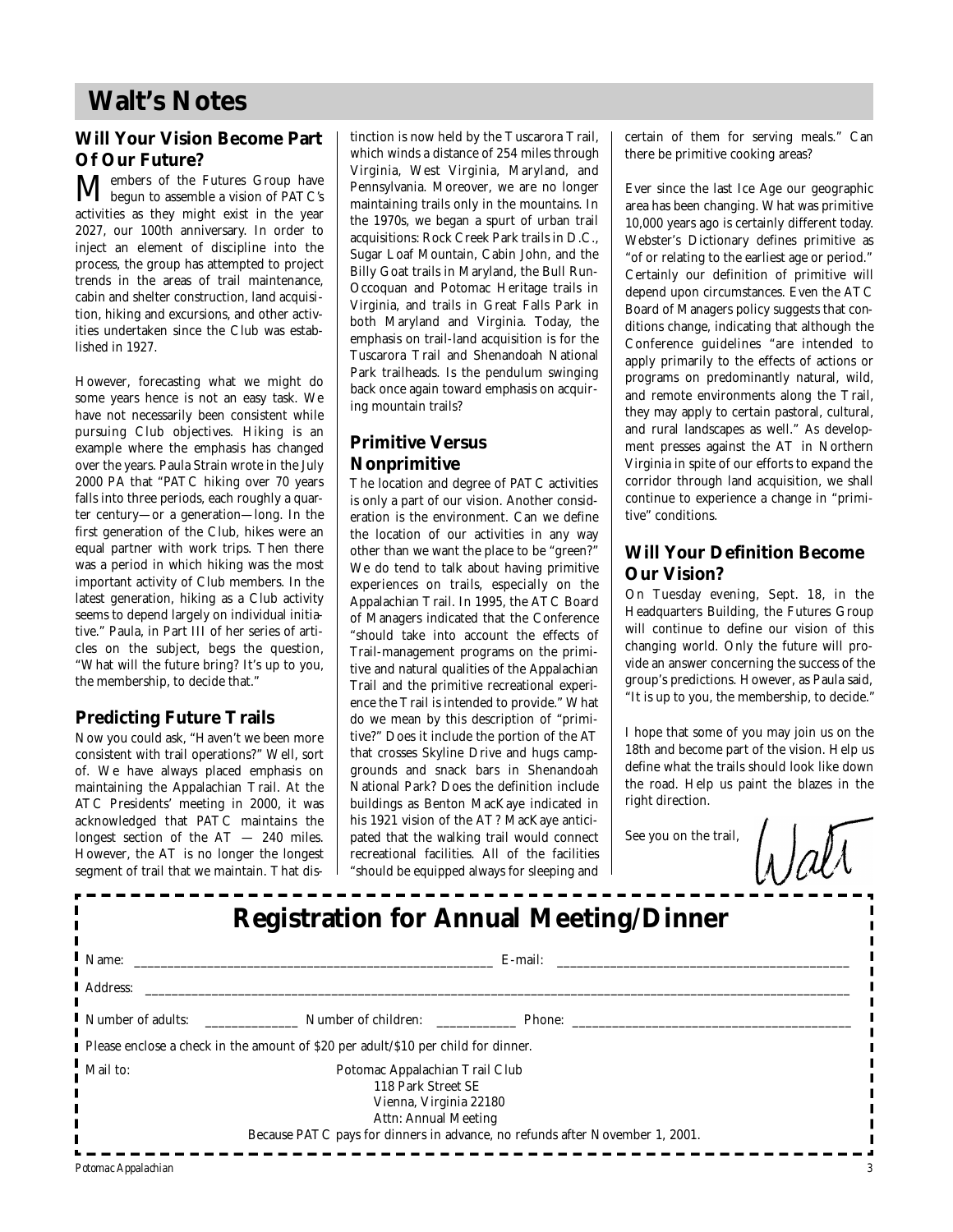# Walt's Notes

## Will Your Vision Become Part Of Our Future?

Members of the Futures Group have begun to assemble a vision of PATC's activities as they might exist in the year 2027, our 100th anniversary. In order to inject an element of discipline into the process, the group has attempted to project trends in the areas of trail maintenance, cabin and shelter construction, land acquisition, hiking and excursions, and other activities undertaken since the Club was established in 1927.

However, forecasting what we might do some years hence is not an easy task. We have not necessarily been consistent while pursuing Club objectives. Hiking is an example where the emphasis has changed over the years. Paula Strain wrote in the July 2000 PA that "PATC hiking over 70 years falls into three periods, each roughly a quarter century—or a generation—long. In the first generation of the Club, hikes were an equal partner with work trips. Then there was a period in which hiking was the most important activity of Club members. In the latest generation, hiking as a Club activity seems to depend largely on individual initiative." Paula, in Part III of her series of articles on the subject, begs the question, "What will the future bring? It's up to you, the membership, to decide that."

## Predicting Future Trails

Now you could ask, "Haven't we been more consistent with trail operations?" Well, sort of. We have always placed emphasis on maintaining the Appalachian Trail. At the ATC Presidents' meeting in 2000, it was acknowledged that PATC maintains the longest section of the AT — 240 miles. However, the AT is no longer the longest segment of trail that we maintain. That distinction is now held by the Tuscarora Trail, which winds a distance of 254 miles through Virginia, West Virginia, Maryland, and Pennsylvania. Moreover, we are no longer maintaining trails only in the mountains. In the 1970s, we began a spurt of urban trail acquisitions: Rock Creek Park trails in D.C., Sugar Loaf Mountain, Cabin John, and the Billy Goat trails in Maryland, the Bull Run-Occoquan and Potomac Heritage trails in Virginia, and trails in Great Falls Park in both Maryland and Virginia. Today, the emphasis on trail-land acquisition is for the Tuscarora Trail and Shenandoah National Park trailheads. Is the pendulum swinging back once again toward emphasis on acquiring mountain trails?

## Primitive Versus Nonprimitive

The location and degree of PATC activities is only a part of our vision. Another consideration is the environment. Can we define the location of our activities in any way other than we want the place to be "green?" We do tend to talk about having primitive experiences on trails, especially on the Appalachian Trail. In 1995, the ATC Board of Managers indicated that the Conference "should take into account the effects of Trail-management programs on the primitive and natural qualities of the Appalachian Trail and the primitive recreational experience the Trail is intended to provide." What do we mean by this description of "primitive?" Does it include the portion of the AT that crosses Skyline Drive and hugs campgrounds and snack bars in Shenandoah National Park? Does the definition include buildings as Benton MacKaye indicated in his 1921 vision of the AT? MacKaye anticipated that the walking trail would connect recreational facilities. All of the facilities "should be equipped always for sleeping and certain of them for serving meals." Can there be primitive cooking areas?

Ever since the last Ice Age our geographic area has been changing. What was primitive 10,000 years ago is certainly different today. Webster's Dictionary defines primitive as "of or relating to the earliest age or period." Certainly our definition of primitive will depend upon circumstances. Even the ATC Board of Managers policy suggests that conditions change, indicating that although the Conference guidelines "are intended to apply primarily to the effects of actions or programs on predominantly natural, wild, and remote environments along the Trail, they may apply to certain pastoral, cultural, and rural landscapes as well." As development presses against the AT in Northern Virginia in spite of our efforts to expand the corridor through land acquisition, we shall continue to experience a change in "primitive" conditions.

## Will Your Definition Become Our Vision?

On Tuesday evening, Sept. 18, in the Headquarters Building, the Futures Group will continue to define our vision of this changing world. Only the future will provide an answer concerning the success of the group's predictions. However, as Paula said, "It is up to you, the membership, to decide."

I hope that some of you may join us on the 18th and become part of the vision. Help us define what the trails should look like down the road. Help us paint the blazes in the right direction.

See you on the trail,

Walt

---

# Registration for Annual Meeting/Dinner

Name: ______________________ E-mail: ______________________

Address: ______________________________________________

Number of adults: ________ Number of children: ________ Phone: ______________________

Please enclose a check in the amount of $20 per adult/$10 per child for dinner.

Mail to:
Potomac Appalachian Trail Club
118 Park Street SE
Vienna, Virginia 22180
Attn: Annual Meeting

Because PATC pays for dinners in advance, no refunds after November 1, 2001.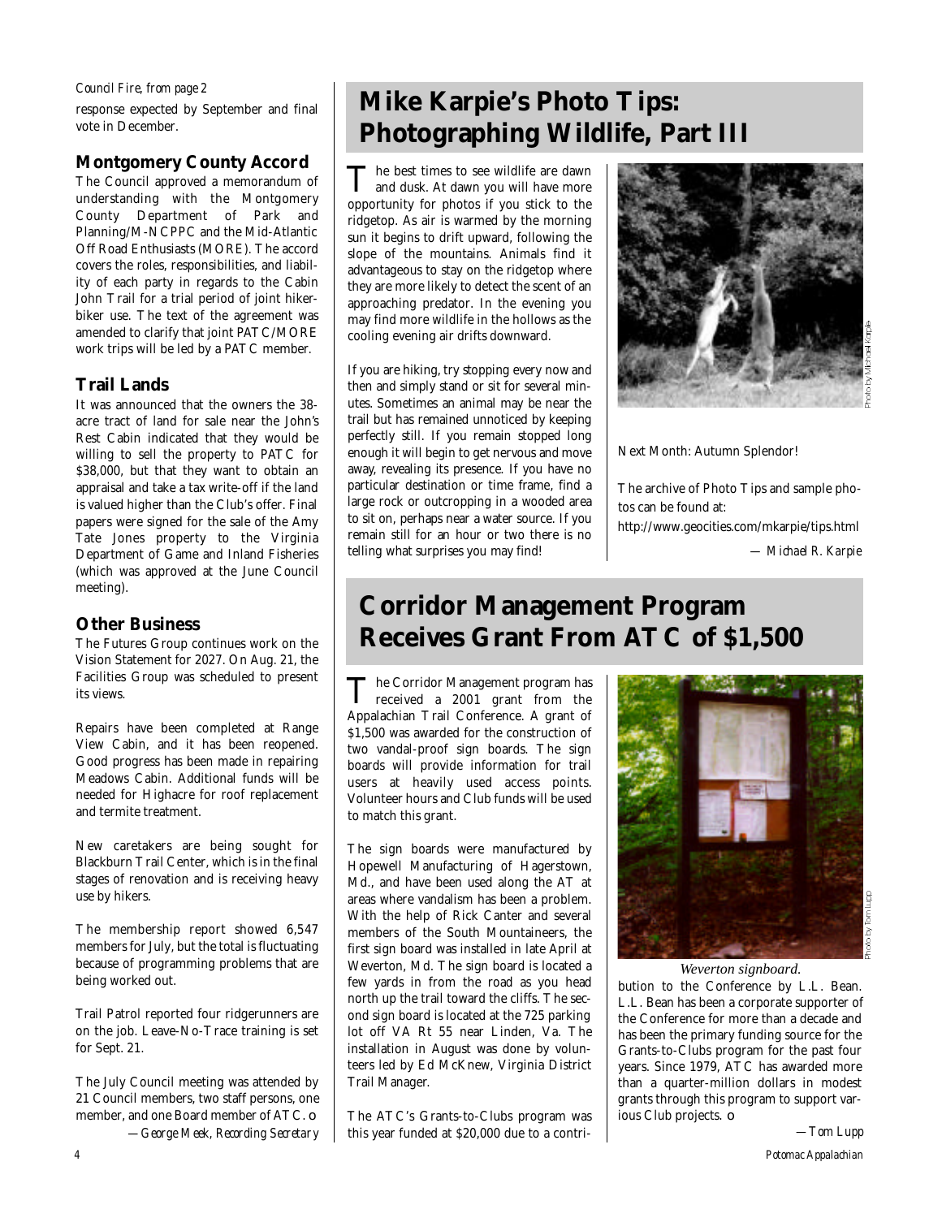*Council Fire, from page 2*

response expected by September and final vote in December.

### Montgomery County Accord

The Council approved a memorandum of understanding with the Montgomery County Department of Park and Planning/M-NCPPC and the Mid-Atlantic Off Road Enthusiasts (MORE). The accord covers the roles, responsibilities, and liability of each party in regards to the Cabin John Trail for a trial period of joint hiker-biker use. The text of the agreement was amended to clarify that joint PATC/MORE work trips will be led by a PATC member.

### Trail Lands

It was announced that the owners the 38-acre tract of land for sale near the John's Rest Cabin indicated that they would be willing to sell the property to PATC for $38,000, but that they want to obtain an appraisal and take a tax write-off if the land is valued higher than the Club's offer. Final papers were signed for the sale of the Amy Tate Jones property to the Virginia Department of Game and Inland Fisheries (which was approved at the June Council meeting).

### Other Business

The Futures Group continues work on the Vision Statement for 2027. On Aug. 21, the Facilities Group was scheduled to present its views.

Repairs have been completed at Range View Cabin, and it has been reopened. Good progress has been made in repairing Meadows Cabin. Additional funds will be needed for Highacre for roof replacement and termite treatment.

New caretakers are being sought for Blackburn Trail Center, which is in the final stages of renovation and is receiving heavy use by hikers.

The membership report showed 6,547 members for July, but the total is fluctuating because of programming problems that are being worked out.

Trail Patrol reported four ridgerunners are on the job. Leave-No-Trace training is set for Sept. 21.

The July Council meeting was attended by 21 Council members, two staff persons, one member, and one Board member of ATC.

*—George Meek, Recording Secretary*

## Mike Karpie's Photo Tips: Photographing Wildlife, Part III

The best times to see wildlife are dawn and dusk. At dawn you will have more opportunity for photos if you stick to the ridgetop. As air is warmed by the morning sun it begins to drift upward, following the slope of the mountains. Animals find it advantageous to stay on the ridgetop where they are more likely to detect the scent of an approaching predator. In the evening you may find more wildlife in the hollows as the cooling evening air drifts downward.

If you are hiking, try stopping every now and then and simply stand or sit for several minutes. Sometimes an animal may be near the trail but has remained unnoticed by keeping perfectly still. If you remain stopped long enough it will begin to get nervous and move away, revealing its presence. If you have no particular destination or time frame, find a large rock or outcropping in a wooded area to sit on, perhaps near a water source. If you remain still for an hour or two there is no telling what surprises you may find!

Photo by Michael Karpie

Next Month: Autumn Splendor!

The archive of Photo Tips and sample photos can be found at:
http://www.geocities.com/mkarpie/tips.html

*— Michael R. Karpie*

## Corridor Management Program Receives Grant From ATC of $1,500

The Corridor Management program has received a 2001 grant from the Appalachian Trail Conference. A grant of $1,500 was awarded for the construction of two vandal-proof sign boards. The sign boards will provide information for trail users at heavily used access points. Volunteer hours and Club funds will be used to match this grant.

The sign boards were manufactured by Hopewell Manufacturing of Hagerstown, Md., and have been used along the AT at areas where vandalism has been a problem. With the help of Rick Canter and several members of the South Mountaineers, the first sign board was installed in late April at Weverton, Md. The sign board is located a few yards in from the road as you head north up the trail toward the cliffs. The second sign board is located at the 725 parking lot off VA Rt 55 near Linden, Va. The installation in August was done by volunteers led by Ed McKnew, Virginia District Trail Manager.

The ATC's Grants-to-Clubs program was this year funded at $20,000 due to a contribution to the Conference by L.L. Bean. L.L. Bean has been a corporate supporter of the Conference for more than a decade and has been the primary funding source for the Grants-to-Clubs program for the past four years. Since 1979, ATC has awarded more than a quarter-million dollars in modest grants through this program to support various Club projects.

Photo by Tom Lupp

*Weverton signboard.*

*—Tom Lupp*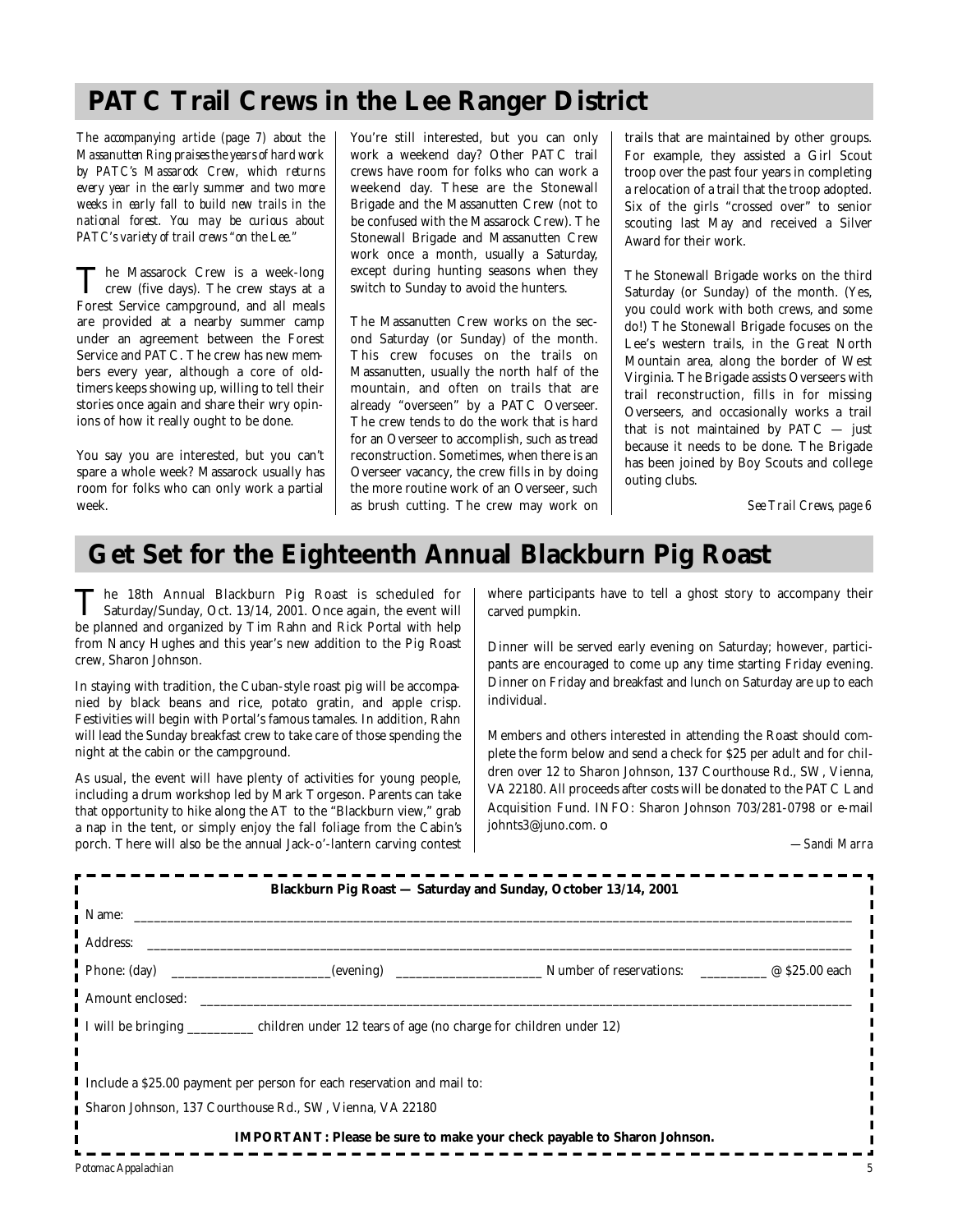# PATC Trail Crews in the Lee Ranger District

*The accompanying article (page 7) about the Massanutten Ring praises the years of hard work by PATC's Massarock Crew, which returns every year in the early summer and two more weeks in early fall to build new trails in the national forest. You may be curious about PATC's variety of trail crews "on the Lee."*

The Massarock Crew is a week-long crew (five days). The crew stays at a Forest Service campground, and all meals are provided at a nearby summer camp under an agreement between the Forest Service and PATC. The crew has new members every year, although a core of old-timers keeps showing up, willing to tell their stories once again and share their wry opinions of how it really ought to be done.

You say you are interested, but you can't spare a whole week? Massarock usually has room for folks who can only work a partial week.

You're still interested, but you can only work a weekend day? Other PATC trail crews have room for folks who can work a weekend day. These are the Stonewall Brigade and the Massanutten Crew (not to be confused with the Massarock Crew). The Stonewall Brigade and Massanutten Crew work once a month, usually a Saturday, except during hunting seasons when they switch to Sunday to avoid the hunters.

The Massanutten Crew works on the second Saturday (or Sunday) of the month. This crew focuses on the trails on Massanutten, usually the north half of the mountain, and often on trails that are already "overseen" by a PATC Overseer. The crew tends to do the work that is hard for an Overseer to accomplish, such as tread reconstruction. Sometimes, when there is an Overseer vacancy, the crew fills in by doing the more routine work of an Overseer, such as brush cutting. The crew may work on trails that are maintained by other groups. For example, they assisted a Girl Scout troop over the past four years in completing a relocation of a trail that the troop adopted. Six of the girls "crossed over" to senior scouting last May and received a Silver Award for their work.

The Stonewall Brigade works on the third Saturday (or Sunday) of the month. (Yes, you could work with both crews, and some do!) The Stonewall Brigade focuses on the Lee's western trails, in the Great North Mountain area, along the border of West Virginia. The Brigade assists Overseers with trail reconstruction, fills in for missing Overseers, and occasionally works a trail that is not maintained by PATC — just because it needs to be done. The Brigade has been joined by Boy Scouts and college outing clubs.

*See Trail Crews, page 6*

# Get Set for the Eighteenth Annual Blackburn Pig Roast

The 18th Annual Blackburn Pig Roast is scheduled for Saturday/Sunday, Oct. 13/14, 2001. Once again, the event will be planned and organized by Tim Rahn and Rick Portal with help from Nancy Hughes and this year's new addition to the Pig Roast crew, Sharon Johnson.

In staying with tradition, the Cuban-style roast pig will be accompanied by black beans and rice, potato gratin, and apple crisp. Festivities will begin with Portal's famous tamales. In addition, Rahn will lead the Sunday breakfast crew to take care of those spending the night at the cabin or the campground.

As usual, the event will have plenty of activities for young people, including a drum workshop led by Mark Torgeson. Parents can take that opportunity to hike along the AT to the "Blackburn view," grab a nap in the tent, or simply enjoy the fall foliage from the Cabin's porch. There will also be the annual Jack-o'-lantern carving contest where participants have to tell a ghost story to accompany their carved pumpkin.

Dinner will be served early evening on Saturday; however, participants are encouraged to come up any time starting Friday evening. Dinner on Friday and breakfast and lunch on Saturday are up to each individual.

Members and others interested in attending the Roast should complete the form below and send a check for $25 per adult and for children over 12 to Sharon Johnson, 137 Courthouse Rd., SW, Vienna, VA 22180. All proceeds after costs will be donated to the PATC Land Acquisition Fund. INFO: Sharon Johnson 703/281-0798 or e-mail johnts3@juno.com. ❍

*—Sandi Marra*

---

**Blackburn Pig Roast — Saturday and Sunday, October 13/14, 2001**

Name: ______________________________________________

Address: ______________________________________________

Phone: (day) ________________ (evening) ________________ Number of reservations: __________ @ $25.00 each

Amount enclosed: ______________________________________________

I will be bringing __________ children under 12 tears of age (no charge for children under 12)

Include a $25.00 payment per person for each reservation and mail to:

Sharon Johnson, 137 Courthouse Rd., SW, Vienna, VA 22180

**IMPORTANT: Please be sure to make your check payable to Sharon Johnson.**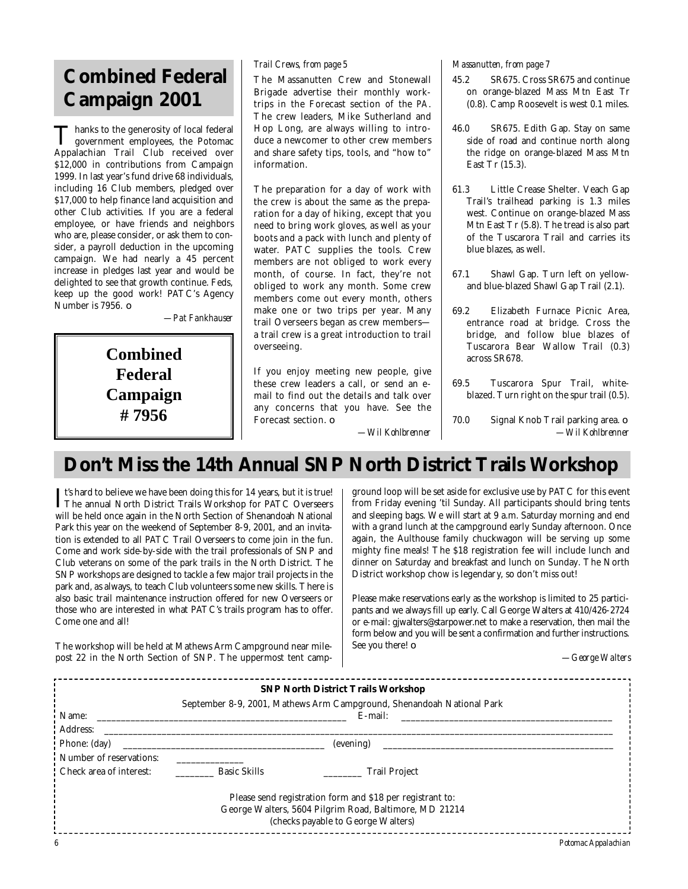## Combined Federal Campaign 2001

Thanks to the generosity of local federal government employees, the Potomac Appalachian Trail Club received over $12,000 in contributions from Campaign 1999. In last year's fund drive 68 individuals, including 16 Club members, pledged over $17,000 to help finance land acquisition and other Club activities. If you are a federal employee, or have friends and neighbors who are, please consider, or ask them to consider, a payroll deduction in the upcoming campaign. We had nearly a 45 percent increase in pledges last year and would be delighted to see that growth continue. Feds, keep up the good work! PATC's Agency Number is 7956. ❍

*—Pat Fankhauser*

**Combined Federal Campaign # 7956**

*Trail Crews, from page 5*

The Massanutten Crew and Stonewall Brigade advertise their monthly worktrips in the Forecast section of the *PA*. The crew leaders, Mike Sutherland and Hop Long, are always willing to introduce a newcomer to other crew members and share safety tips, tools, and "how to" information.

The preparation for a day of work with the crew is about the same as the preparation for a day of hiking, except that you need to bring work gloves, as well as your boots and a pack with lunch and plenty of water. PATC supplies the tools. Crew members are not obliged to work every month, of course. In fact, they're not obliged to work any month. Some crew members come out every month, others make one or two trips per year. Many trail Overseers began as crew members—a trail crew is a great introduction to trail overseeing.

If you enjoy meeting new people, give these crew leaders a call, or send an e-mail to find out the details and talk over any concerns that you have. See the Forecast section. ❍

*—Wil Kohlbrenner*

*Massanutten, from page 7*

45.2 SR675. Cross SR675 and continue on orange-blazed Mass Mtn East Tr (0.8). Camp Roosevelt is west 0.1 miles.

46.0 SR675. Edith Gap. Stay on same side of road and continue north along the ridge on orange-blazed Mass Mtn East Tr (15.3).

61.3 Little Crease Shelter. Veach Gap Trail's trailhead parking is 1.3 miles west. Continue on orange-blazed Mass Mtn East Tr (5.8). The tread is also part of the Tuscarora Trail and carries its blue blazes, as well.

67.1 Shawl Gap. Turn left on yellow- and blue-blazed Shawl Gap Trail (2.1).

69.2 Elizabeth Furnace Picnic Area, entrance road at bridge. Cross the bridge, and follow blue blazes of Tuscarora Bear Wallow Trail (0.3) across SR678.

69.5 Tuscarora Spur Trail, white-blazed. Turn right on the spur trail (0.5).

70.0 Signal Knob Trail parking area. ❍

*—Wil Kohlbrenner*

## Don't Miss the 14th Annual SNP North District Trails Workshop

It's hard to believe we have been doing this for 14 years, but it is true! The annual North District Trails Workshop for PATC Overseers will be held once again in the North Section of Shenandoah National Park this year on the weekend of September 8-9, 2001, and an invitation is extended to all PATC Trail Overseers to come join in the fun. Come and work side-by-side with the trail professionals of SNP and Club veterans on some of the park trails in the North District. The SNP workshops are designed to tackle a few major trail projects in the park and, as always, to teach Club volunteers some new skills. There is also basic trail maintenance instruction offered for new Overseers or those who are interested in what PATC's trails program has to offer. Come one and all!

The workshop will be held at Mathews Arm Campground near milepost 22 in the North Section of SNP. The uppermost tent campground loop will be set aside for exclusive use by PATC for this event from Friday evening 'til Sunday. All participants should bring tents and sleeping bags. We will start at 9 a.m. Saturday morning and end with a grand lunch at the campground early Sunday afternoon. Once again, the Aulthouse family chuckwagon will be serving up some mighty fine meals! The $18 registration fee will include lunch and dinner on Saturday and breakfast and lunch on Sunday. The North District workshop chow is legendary, so don't miss out!

Please make reservations early as the workshop is limited to 25 participants and we always fill up early. Call George Walters at 410/426-2724 or e-mail: gjwalters@starpower.net to make a reservation, then mail the form below and you will be sent a confirmation and further instructions. See you there! ❍

*—George Walters*

---

**SNP North District Trails Workshop**

September 8-9, 2001, Mathews Arm Campground, Shenandoah National Park

Name: ______________________________ E-mail: ______________________________

Address: ____________________________________________________________

Phone: (day) ______________________________ (evening) ______________________________

Number of reservations: ______________

Check area of interest: ________ Basic Skills ________ Trail Project

Please send registration form and $18 per registrant to:
George Walters, 5604 Pilgrim Road, Baltimore, MD 21214
(checks payable to George Walters)

---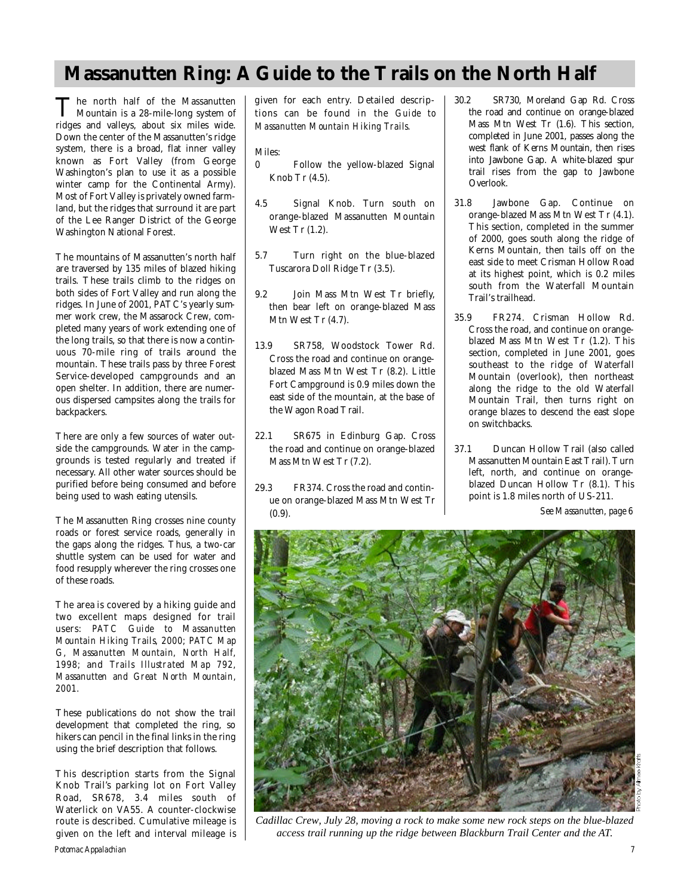# Massanutten Ring: A Guide to the Trails on the North Half

The north half of the Massanutten Mountain is a 28-mile-long system of ridges and valleys, about six miles wide. Down the center of the Massanutten's ridge system, there is a broad, flat inner valley known as Fort Valley (from George Washington's plan to use it as a possible winter camp for the Continental Army). Most of Fort Valley is privately owned farmland, but the ridges that surround it are part of the Lee Ranger District of the George Washington National Forest.

The mountains of Massanutten's north half are traversed by 135 miles of blazed hiking trails. These trails climb to the ridges on both sides of Fort Valley and run along the ridges. In June of 2001, PATC's yearly summer work crew, the Massarock Crew, completed many years of work extending one of the long trails, so that there is now a continuous 70-mile ring of trails around the mountain. These trails pass by three Forest Service-developed campgrounds and an open shelter. In addition, there are numerous dispersed campsites along the trails for backpackers.

There are only a few sources of water outside the campgrounds. Water in the campgrounds is tested regularly and treated if necessary. All other water sources should be purified before being consumed and before being used to wash eating utensils.

The Massanutten Ring crosses nine county roads or forest service roads, generally in the gaps along the ridges. Thus, a two-car shuttle system can be used for water and food resupply wherever the ring crosses one of these roads.

The area is covered by a hiking guide and two excellent maps designed for trail users: *PATC Guide to Massanutten Mountain Hiking Trails*, 2000; *PATC Map G, Massanutten Mountain, North Half*, 1998; and *Trails Illustrated Map 792, Massanutten and Great North Mountain*, 2001.

These publications do not show the trail development that completed the ring, so hikers can pencil in the final links in the ring using the brief description that follows.

This description starts from the Signal Knob Trail's parking lot on Fort Valley Road, SR678, 3.4 miles south of Waterlick on VA55. A counter-clockwise route is described. Cumulative mileage is given on the left and interval mileage is given for each entry. Detailed descriptions can be found in the *Guide to Massanutten Mountain Hiking Trails*.

Miles:

0 Follow the yellow-blazed Signal Knob Tr (4.5).

4.5 Signal Knob. Turn south on orange-blazed Massanutten Mountain West Tr (1.2).

5.7 Turn right on the blue-blazed Tuscarora Doll Ridge Tr (3.5).

9.2 Join Mass Mtn West Tr briefly, then bear left on orange-blazed Mass Mtn West Tr (4.7).

13.9 SR758, Woodstock Tower Rd. Cross the road and continue on orange-blazed Mass Mtn West Tr (8.2). Little Fort Campground is 0.9 miles down the east side of the mountain, at the base of the Wagon Road Trail.

22.1 SR675 in Edinburg Gap. Cross the road and continue on orange-blazed Mass Mtn West Tr (7.2).

29.3 FR374. Cross the road and continue on orange-blazed Mass Mtn West Tr (0.9).

30.2 SR730, Moreland Gap Rd. Cross the road and continue on orange-blazed Mass Mtn West Tr (1.6). This section, completed in June 2001, passes along the west flank of Kerns Mountain, then rises into Jawbone Gap. A white-blazed spur trail rises from the gap to Jawbone Overlook.

31.8 Jawbone Gap. Continue on orange-blazed Mass Mtn West Tr (4.1). This section, completed in the summer of 2000, goes south along the ridge of Kerns Mountain, then tails off on the east side to meet Crisman Hollow Road at its highest point, which is 0.2 miles south from the Waterfall Mountain Trail's trailhead.

35.9 FR274. Crisman Hollow Rd. Cross the road, and continue on orange-blazed Mass Mtn West Tr (1.2). This section, completed in June 2001, goes southeast to the ridge of Waterfall Mountain (overlook), then northeast along the ridge to the old Waterfall Mountain Trail, then turns right on orange blazes to descend the east slope on switchbacks.

37.1 Duncan Hollow Trail (also called Massanutten Mountain East Trail). Turn left, north, and continue on orange-blazed Duncan Hollow Tr (8.1). This point is 1.8 miles north of US-211.

*See Massanutten, page 6*

Photo by Allmee Krafts

*Cadillac Crew, July 28, moving a rock to make some new rock steps on the blue-blazed access trail running up the ridge between Blackburn Trail Center and the AT.*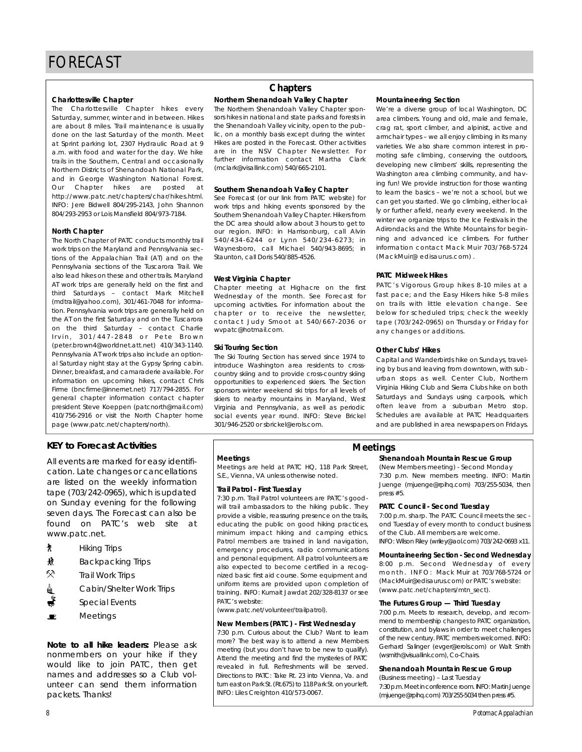# FORECAST

## Chapters

**Charlottesville Chapter**

The Charlottesville Chapter hikes every Saturday, summer, winter and in between. Hikes are about 8 miles. Trail maintenance is usually done on the last Saturday of the month. Meet at Sprint parking lot, 2307 Hydraulic Road at 9 a.m. with food and water for the day. We hike trails in the Southern, Central and occasionally Northern Districts of Shenandoah National Park, and in George Washington National Forest. Our Chapter hikes are posted at http://www.patc.net/chapters/char/hikes.html. INFO: Jere Bidwell 804/295-2143, John Shannon 804/293-2953 or Lois Mansfield 804/973-7184.

**North Chapter**

The North Chapter of PATC conducts monthly trail work trips on the Maryland and Pennsylvania sections of the Appalachian Trail (AT) and on the Pennsylvania sections of the Tuscarora Trail. We also lead hikes on these and other trails. Maryland AT work trips are generally held on the first and third Saturdays – contact Mark Mitchell (mdtrail@yahoo.com), 301/461-7048 for information. Pennsylvania work trips are generally held on the AT on the first Saturday and on the Tuscarora on the third Saturday – contact Charlie Irvin, 301/447-2848 or Pete Brown (peter.brown4@worldnet.att.net) 410/343-1140. Pennsylvania AT work trips also include an optional Saturday night stay at the Gypsy Spring cabin. Dinner, breakfast, and camaraderie available. For information on upcoming hikes, contact Chris Firme (bncfirme@innernet.net) 717/794-2855. For general chapter information contact chapter president Steve Koeppen (patcnorth@mail.com) 410/756-2916 or visit the North Chapter home page (www.patc.net/chapters/north).

**Northern Shenandoah Valley Chapter**

The Northern Shenandoah Valley Chapter sponsors hikes in national and state parks and forests in the Shenandoah Valley vicinity, open to the public, on a monthly basis except during the winter. Hikes are posted in the Forecast. Other activities are in the NSV Chapter Newsletter. For further information contact Martha Clark (mclark@visallink.com) 540/665-2101.

**Southern Shenandoah Valley Chapter**

See Forecast (or our link from PATC website) for work trips and hiking events sponsored by the Southern Shenandoah Valley Chapter. Hikers from the DC area should allow about 3 hours to get to our region. INFO: in Harrisonburg, call Alvin 540/434-6244 or Lynn 540/234-6273; in Waynesboro, call Michael 540/943-8695; in Staunton, call Doris 540/885-4526.

**West Virginia Chapter**

Chapter meeting at Highacre on the first Wednesday of the month. See Forecast for upcoming activities. For information about the chapter or to receive the newsletter, contact Judy Smoot at 540/667-2036 or wvpatc@hotmail.com.

**Ski Touring Section**

The Ski Touring Section has served since 1974 to introduce Washington area residents to cross-country skiing and to provide cross-country skiing opportunities to experienced skiers. The Section sponsors winter weekend ski trips for all levels of skiers to nearby mountains in Maryland, West Virginia and Pennsylvania, as well as periodic social events year round. INFO: Steve Brickel 301/946-2520 or sbrickel@erols.com.

**Mountaineering Section**

We're a diverse group of local Washington, DC area climbers. Young and old, male and female, crag rat, sport climber, and alpinist, active and armchair types – we all enjoy climbing in its many varieties. We also share common interest in promoting safe climbing, conserving the outdoors, developing new climbers' skills, representing the Washington area climbing community, and having fun! We provide instruction for those wanting to learn the basics – we're not a school, but we can get you started. We go climbing, either locally or further afield, nearly every weekend. In the winter we organize trips to the Ice Festivals in the Adirondacks and the White Mountains for beginning and advanced ice climbers. For further information contact Mack Muir 703/768-5724 (MackMuir@ edisaurus.com) .

**PATC Midweek Hikes**

PATC's Vigorous Group hikes 8-10 miles at a fast pace; and the Easy Hikers hike 5-8 miles on trails with little elevation change. See below for scheduled trips; check the weekly tape (703/242-0965) on Thursday or Friday for any changes or additions.

**Other Clubs' Hikes**

Capital and Wanderbirds hike on Sundays, traveling by bus and leaving from downtown, with suburban stops as well. Center Club, Northern Virginia Hiking Club and Sierra Clubs hike on both Saturdays and Sundays using carpools, which often leave from a suburban Metro stop. Schedules are available at PATC Headquarters and are published in area newspapers on Fridays.

## KEY to Forecast Activities

All events are marked for easy identification. Late changes or cancellations are listed on the weekly information tape (703/242-0965), which is updated on Sunday evening for the following seven days. The Forecast can also be found on PATC's web site at www.patc.net.

- Hiking Trips
- Backpacking Trips
- Trail Work Trips
- Cabin/Shelter Work Trips
- Special Events
- Meetings

**Note to all hike leaders:** Please ask nonmembers on your hike if they would like to join PATC, then get names and addresses so a Club volunteer can send them information packets. Thanks!

## Meetings

**Meetings**

Meetings are held at PATC HQ, 118 Park Street, S.E., Vienna, VA unless otherwise noted.

**Trail Patrol - First Tuesday**

7:30 p.m. Trail Patrol volunteers are PATC's goodwill trail ambassadors to the hiking public. They provide a visible, reassuring presence on the trails, educating the public on good hiking practices, minimum impact hiking and camping ethics. Patrol members are trained in land navigation, emergency procedures, radio communications and personal equipment. All patrol volunteers are also expected to become certified in a recognized basic first aid course. Some equipment and uniform items are provided upon completion of training. INFO: Kumait Jawdat 202/328-8137 or see PATC's website: (www.patc.net/volunteer/trailpatrol).

**New Members (PATC) - First Wednesday**

7:30 p.m. Curious about the Club? Want to learn more? The best way is to attend a new Members meeting (but you don't have to be new to qualify). Attend the meeting and find the mysteries of PATC revealed in full. Refreshments will be served. Directions to PATC: Take Rt. 23 into Vienna, Va. and turn east on Park St. (Rt.675) to 118 Park St. on your left. INFO: Liles Creighton 410/573-0067.

**Shenandoah Mountain Rescue Group**

(New Members meeting) - Second Monday

7:30 p.m. New members meeting. INFO: Martin Juenge (mjuenge@rpihq.com) 703/255-5034, then press #5.

**PATC Council - Second Tuesday**

7:00 p.m. sharp. The PATC Council meets the second Tuesday of every month to conduct business of the Club. All members are welcome. INFO: Wilson Riley (wriley@aol.com) 703/242-0693 x11.

**Mountaineering Section - Second Wednesday**

8:00 p.m. Second Wednesday of every month. INFO: Mack Muir at 703/768-5724 or (MackMuir@edisaurus.com) or PATC's website: (www.patc.net/chapters/mtn_sect).

**The Futures Group — Third Tuesday**

7:00 p.m. Meets to research, develop, and recommend to membership changes to PATC organization, constitution, and bylaws in order to meet challenges of the new century. PATC members welcomed. INFO: Gerhard Salinger (evger@erols.com) or Walt Smith (wsmith@visuallink.com), Co-Chairs.

**Shenandoah Mountain Rescue Group**

(Business meeting) – Last Tuesday

7:30 p.m. Meet in conference room. INFO: Martin Juenge (mjuenge@rpihq.com) 703/255-5034 then press #5.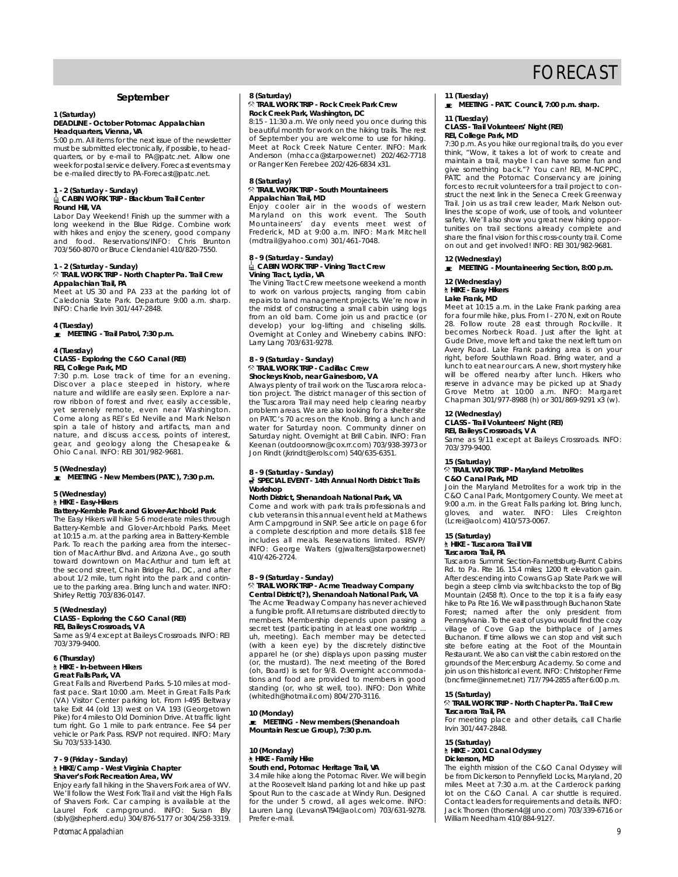# FORECAST

## September

**1 (Saturday)**
**DEADLINE - October Potomac Appalachian**
**Headquarters, Vienna, VA**
5:00 p.m. All items for the next issue of the newsletter must be submitted electronically, if possible, to headquarters, or by e-mail to PA@patc.net. Allow one week for postal service delivery. Forecast events may be e-mailed directly to PA-Forecast@patc.net.

**1 - 2 (Saturday - Sunday)**
**CABIN WORK TRIP - Blackburn Trail Center**
**Round Hill, VA**
Labor Day Weekend! Finish up the summer with a long weekend in the Blue Ridge. Combine work with hikes and enjoy the scenery, good company and food. Reservations/INFO: Chris Brunton 703/560-8070 or Bruce Clendaniel 410/820-7550.

**1 - 2 (Saturday - Sunday)**
**TRAIL WORK TRIP - North Chapter Pa. Trail Crew**
**Appalachian Trail, PA**
Meet at US 30 and PA 233 at the parking lot of Caledonia State Park. Departure 9:00 a.m. sharp. INFO: Charlie Irvin 301/447-2848.

**4 (Tuesday)**
**MEETING - Trail Patrol, 7:30 p.m.**

**4 (Tuesday)**
**CLASS - Exploring the C&O Canal (REI)**
**REI, College Park, MD**
7:30 p.m. Lose track of time for an evening. Discover a place steeped in history, where nature and wildlife are easily seen. Explore a narrow ribbon of forest and river, easily accessible, yet serenely remote, even near Washington. Come along as REI's Ed Neville and Mark Nelson spin a tale of history and artifacts, man and nature, and discuss access, points of interest, gear, and geology along the Chesapeake & Ohio Canal. INFO: REI 301/982-9681.

**5 (Wednesday)**
**MEETING - New Members (PATC), 7:30 p.m.**

**5 (Wednesday)**
**HIKE - Easy-Hikers**
**Battery-Kemble Park and Glover-Archbold Park**
The Easy Hikers will hike 5-6 moderate miles through Battery-Kemble and Glover-Archbold Parks. Meet at 10:15 a.m. at the parking area in Battery-Kemble Park. To reach the parking area from the intersection of MacArthur Blvd. and Arizona Ave., go south toward downtown on MacArthur and turn left at the second street, Chain Bridge Rd., DC, and after about 1/2 mile, turn right into the park and continue to the parking area. Bring lunch and water. INFO: Shirley Rettig 703/836-0147.

**5 (Wednesday)**
**CLASS - Exploring the C&O Canal (REI)**
**REI, Baileys Crossroads, VA**
Same as 9/4 except at Baileys Crossroads. INFO: REI 703/379-9400.

**6 (Thursday)**
**HIKE - In-between Hikers**
**Great Falls Park, VA**
Great Falls and Riverbend Parks. 5-10 miles at mod-fast pace. Start 10:00 .am. Meet in Great Falls Park (VA) Visitor Center parking lot. From I-495 Beltway take Exit 44 (old 13) west on VA 193 (Georgetown Pike) for 4 miles to Old Dominion Drive. At traffic light turn right. Go 1 mile to park entrance. Fee $4 per vehicle or Park Pass. RSVP not required. INFO: Mary Siu 703/533-1430.

**7 - 9 (Friday - Sunday)**
**HIKE/Camp - West Virginia Chapter**
**Shaver's Fork Recreation Area, WV**
Enjoy early fall hiking in the Shavers Fork area of WV. We'll follow the West Fork Trail and visit the High Falls of Shavers Fork. Car camping is available at the Laurel Fork campground. INFO: Susan Bly (sbly@shepherd.edu) 304/876-5177 or 304/258-3319.

**8 (Saturday)**
**TRAIL WORK TRIP - Rock Creek Park Crew**
**Rock Creek Park, Washington, DC**
8:15 - 11:30 a.m. We only need you once during this beautiful month for work on the hiking trails. The rest of September you are welcome to use for hiking. Meet at Rock Creek Nature Center. INFO: Mark Anderson (mhacca@starpower.net) 202/462-7718 or Ranger Ken Ferebee 202/426-6834 x31.

**8 (Saturday)**
**TRAIL WORK TRIP - South Mountaineers**
**Appalachian Trail, MD**
Enjoy cooler air in the woods of western Maryland on this work event. The South Mountaineers' day events meet west of Frederick, MD at 9:00 a.m. INFO: Mark Mitchell (mdtrail@yahoo.com) 301/461-7048.

**8 - 9 (Saturday - Sunday)**
**CABIN WORK TRIP - Vining Tract Crew**
**Vining Tract, Lydia, VA**
The Vining Tract Crew meets one weekend a month to work on various projects, ranging from cabin repairs to land management projects. We're now in the midst of constructing a small cabin using logs from an old barn. Come join us and practice (or develop) your log-lifting and chiseling skills. Overnight at Conley and Wineberry cabins. INFO: Larry Lang 703/631-9278.

**8 - 9 (Saturday - Sunday)**
**TRAIL WORK TRIP - Cadillac Crew**
**Shockeys Knob, near Gainesboro, VA**
Always plenty of trail work on the Tuscarora relocation project. The district manager of this section of the Tuscarora Trail may need help clearing nearby problem areas. We are also looking for a shelter site on PATC's 70 acres on the Knob. Bring a lunch and water for Saturday noon. Community dinner on Saturday night. Overnight at Brill Cabin. INFO: Fran Keenan (outdoorsnow@cox.rr.com) 703/938-3973 or Jon Rindt (jkrindt@erols.com) 540/635-6351.

**8 - 9 (Saturday - Sunday)**
**SPECIAL EVENT - 14th Annual North District Trails Workshop**
**North District, Shenandoah National Park, VA**
Come and work with park trails professionals and club veterans in this annual event held at Mathews Arm Campground in SNP. See article on page 6 for a complete description and more details. $18 fee includes all meals. Reservations limited. RSVP/INFO: George Walters (gjwalters@starpower.net) 410/426-2724.

**8 - 9 (Saturday - Sunday)**
**TRAIL WORK TRIP - Acme Treadway Company**
**Central District(?), Shenandoah National Park, VA**
The Acme Treadway Company has never achieved a fungible profit. All returns are distributed directly to members. Membership depends upon passing a secret test (participating in at least one worktrip ... uh, meeting). Each member may be detected (with a keen eye) by the discretely distinctive apparel he (or she) displays upon passing muster (or, the mustard). The next meeting of the Bored (oh, Board) is set for 9/8. Overnight accommodations and food are provided to members in good standing (or, who sit well, too). INFO: Don White (whitedh@hotmail.com) 804/270-3116.

**10 (Monday)**
**MEETING - New members (Shenandoah Mountain Rescue Group), 7:30 p.m.**

**10 (Monday)**
**HIKE - Family Hike**
**South end, Potomac Heritage Trail, VA**
3.4 mile hike along the Potomac River. We will begin at the Roosevelt Island parking lot and hike up past Spout Run to the cascade at Windy Run. Designed for the under 5 crowd, all ages welcome. INFO: Lauren Lang (LevansAT94@aol.com) 703/631-9278. Prefer e-mail.

**11 (Tuesday)**
**MEETING - PATC Council, 7:00 p.m. sharp.**

**11 (Tuesday)**
**CLASS - Trail Volunteers' Night (REI)**
**REI, College Park, MD**
7:30 p.m. As you hike our regional trails, do you ever think, "Wow, it takes a lot of work to create and maintain a trail, maybe I can have some fun and give something back."? You can! REI, M-NCPPC, PATC and the Potomac Conservancy are joining forces to recruit volunteers for a trail project to construct the next link in the Seneca Creek Greenway Trail. Join us as trail crew leader, Mark Nelson outlines the scope of work, use of tools, and volunteer safety. We'll also show you great new hiking opportunities on trail sections already complete and share the final vision for this cross-county trail. Come on out and get involved! INFO: REI 301/982-9681.

**12 (Wednesday)**
**MEETING - Mountaineering Section, 8:00 p.m.**

**12 (Wednesday)**
**HIKE - Easy Hikers**
**Lake Frank, MD**
Meet at 10:15 a.m. in the Lake Frank parking area for a four mile hike, plus. From I - 270 N, exit on Route 28. Follow route 28 east through Rockville. It becomes Norbeck Road. Just after the light at Gude Drive, move left and take the next left turn on Avery Road. Lake Frank parking area is on your right, before Southlawn Road. Bring water, and a lunch to eat near our cars. A new, short mystery hike will be offered nearby after lunch. Hikers who reserve in advance may be picked up at Shady Grove Metro at 10:00 a.m. INFO: Margaret Chapman 301/977-8988 (h) or 301/869-9291 x3 (w).

**12 (Wednesday)**
**CLASS - Trail Volunteers' Night (REI)**
**REI, Baileys Crossroads, VA**
Same as 9/11 except at Baileys Crossroads. INFO: 703/379-9400.

**15 (Saturday)**
**TRAIL WORK TRIP - Maryland Metrolites**
**C&O Canal Park, MD**
Join the Maryland Metrolites for a work trip in the C&O Canal Park, Montgomery County. We meet at 9:00 a.m. in the Great Falls parking lot. Bring lunch, gloves, and water. INFO: Liles Creighton (Lcrei@aol.com) 410/573-0067.

**15 (Saturday)**
**HIKE - Tuscarora Trail VIII**
**Tuscarora Trail, PA**
Tuscarora Summit Section-Fannettsburg-Burnt Cabins Rd. to Pa. Rte 16. 15.4 miles; 1200 ft elevation gain. After descending into Cowans Gap State Park we will begin a steep climb via switchbacks to the top of Big Mountain (2458 ft). Once to the top it is a fairly easy hike to Pa Rte 16. We will pass through Buchanon State Forest; named after the only president from Pennsylvania. To the east of us you would find the cozy village of Cove Gap the birthplace of James Buchanon. If time allows we can stop and visit such site before eating at the Foot of the Mountain Restaurant. We also can visit the cabin restored on the grounds of the Mercersburg Academy. So come and join us on this historical event. INFO: Christopher Firme (bncfirme@innernet.net) 717/794-2855 after 6:00 p.m.

**15 (Saturday)**
**TRAIL WORK TRIP - North Chapter Pa. Trail Crew**
**Tuscarora Trail, PA**
For meeting place and other details, call Charlie Irvin 301/447-2848.

**15 (Saturday)**
**HIKE - 2001 Canal Odyssey**
**Dickerson, MD**
The eighth mission of the C&O Canal Odyssey will be from Dickerson to Pennyfield Locks, Maryland, 20 miles. Meet at 7:30 a.m. at the Carderock parking lot on the C&O Canal. A car shuttle is required. Contact leaders for requirements and details. INFO: Jack Thorsen (thorsen4@Juno.com) 703/339-6716 or William Needham 410/884-9127.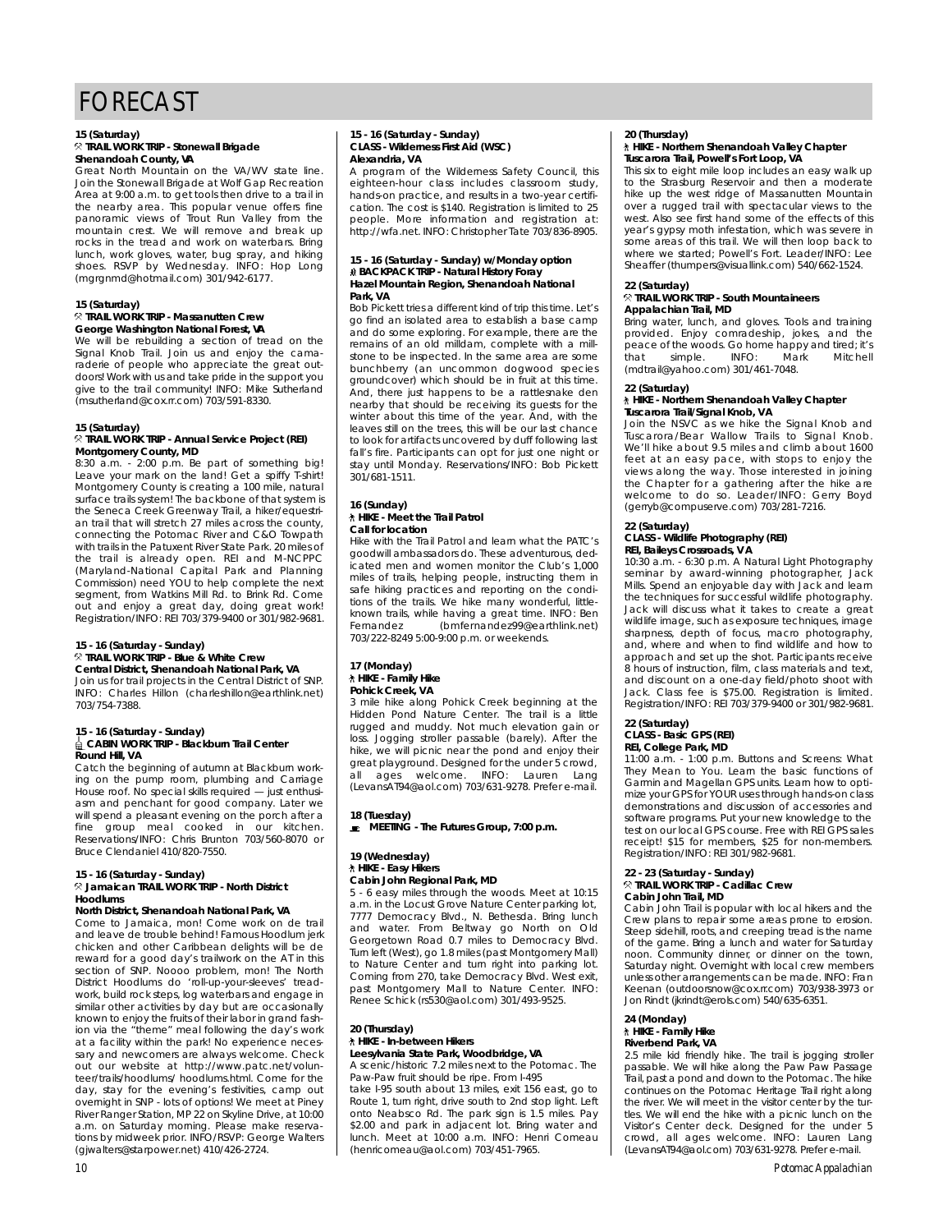# FORECAST

**15 (Saturday)**
**TRAIL WORK TRIP - Stonewall Brigade**
**Shenandoah County, VA**

Great North Mountain on the VA/WV state line. Join the Stonewall Brigade at Wolf Gap Recreation Area at 9:00 a.m. to get tools then drive to a trail in the nearby area. This popular venue offers fine panoramic views of Trout Run Valley from the mountain crest. We will remove and break up rocks in the tread and work on waterbars. Bring lunch, work gloves, water, bug spray, and hiking shoes. RSVP by Wednesday. INFO: Hop Long (mgrgnmd@hotmail.com) 301/942-6177.

**15 (Saturday)**
**TRAIL WORK TRIP - Massanutten Crew**
**George Washington National Forest, VA**

We will be rebuilding a section of tread on the Signal Knob Trail. Join us and enjoy the camaraderie of people who appreciate the great outdoors! Work with us and take pride in the support you give to the trail community! INFO: Mike Sutherland (msutherland@cox.rr.com) 703/591-8330.

**15 (Saturday)**
**TRAIL WORK TRIP - Annual Service Project (REI)**
**Montgomery County, MD**

8:30 a.m. - 2:00 p.m. Be part of something big! Leave your mark on the land! Get a spiffy T-shirt! Montgomery County is creating a 100 mile, natural surface trails system! The backbone of that system is the Seneca Creek Greenway Trail, a hiker/equestrian trail that will stretch 27 miles across the county, connecting the Potomac River and C&O Towpath with trails in the Patuxent River State Park. 20 miles of the trail is already open. REI and M-NCPPC (Maryland-National Capital Park and Planning Commission) need YOU to help complete the next segment, from Watkins Mill Rd. to Brink Rd. Come out and enjoy a great day, doing great work! Registration/INFO: REI 703/379-9400 or 301/982-9681.

**15 - 16 (Saturday - Sunday)**
**TRAIL WORK TRIP - Blue & White Crew**
**Central District, Shenandoah National Park, VA**

Join us for trail projects in the Central District of SNP. INFO: Charles Hillon (charleshillon@earthlink.net) 703/754-7388.

**15 - 16 (Saturday - Sunday)**
**CABIN WORK TRIP - Blackburn Trail Center**
**Round Hill, VA**

Catch the beginning of autumn at Blackburn working on the pump room, plumbing and Carriage House roof. No special skills required — just enthusiasm and penchant for good company. Later we will spend a pleasant evening on the porch after a fine group meal cooked in our kitchen. Reservations/INFO: Chris Brunton 703/560-8070 or Bruce Clendaniel 410/820-7550.

**15 - 16 (Saturday - Sunday)**
**Jamaican TRAIL WORK TRIP - North District Hoodlums**
**North District, Shenandoah National Park, VA**

Come to Jamaica, mon! Come work on de trail and leave de trouble behind! Famous Hoodlum jerk chicken and other Caribbean delights will be de reward for a good day's trailwork on the AT in this section of SNP. Noooo problem, mon! The North District Hoodlums do 'roll-up-your-sleeves' treadwork, build rock steps, log waterbars and engage in similar other activities by day but are occasionally known to enjoy the fruits of their labor in grand fashion via the "theme" meal following the day's work at a facility within the park! No experience necessary and newcomers are always welcome. Check out our website at http://www.patc.net/volunteer/trails/hoodlums/ hoodlums.html. Come for the day, stay for the evening's festivities, camp out overnight in SNP - lots of options! We meet at Piney River Ranger Station, MP 22 on Skyline Drive, at 10:00 a.m. on Saturday morning. Please make reservations by midweek prior. INFO/RSVP: George Walters (gjwalters@starpower.net) 410/426-2724.

**15 - 16 (Saturday - Sunday)**
**CLASS - Wilderness First Aid (WSC)**
**Alexandria, VA**

A program of the Wilderness Safety Council, this eighteen-hour class includes classroom study, hands-on practice, and results in a two-year certification. The cost is $140. Registration is limited to 25 people. More information and registration at: http://wfa.net. INFO: Christopher Tate 703/836-8905.

**15 - 16 (Saturday - Sunday) w/Monday option**
**BACKPACK TRIP - Natural History Foray**
**Hazel Mountain Region, Shenandoah National Park, VA**

Bob Pickett tries a different kind of trip this time. Let's go find an isolated area to establish a base camp and do some exploring. For example, there are the remains of an old milldam, complete with a millstone to be inspected. In the same area are some bunchberry (an uncommon dogwood species groundcover) which should be in fruit at this time. And, there just happens to be a rattlesnake den nearby that should be receiving its guests for the winter about this time of the year. And, with the leaves still on the trees, this will be our last chance to look for artifacts uncovered by duff following last fall's fire. Participants can opt for just one night or stay until Monday. Reservations/INFO: Bob Pickett 301/681-1511.

**16 (Sunday)**
**HIKE - Meet the Trail Patrol**
**Call for location**

Hike with the Trail Patrol and learn what the PATC's goodwill ambassadors do. These adventurous, dedicated men and women monitor the Club's 1,000 miles of trails, helping people, instructing them in safe hiking practices and reporting on the conditions of the trails. We hike many wonderful, little-known trails, while having a great time. INFO: Ben Fernandez (bmfernandez99@earthlink.net) 703/222-8249 5:00-9:00 p.m. or weekends.

**17 (Monday)**
**HIKE - Family Hike**
**Pohick Creek, VA**

3 mile hike along Pohick Creek beginning at the Hidden Pond Nature Center. The trail is a little rugged and muddy. Not much elevation gain or loss. Jogging stroller passable (barely). After the hike, we will picnic near the pond and enjoy their great playground. Designed for the under 5 crowd, all ages welcome. INFO: Lauren Lang (LevansAT94@aol.com) 703/631-9278. Prefer e-mail.

**18 (Tuesday)**
**MEETING - The Futures Group, 7:00 p.m.**

**19 (Wednesday)**
**HIKE - Easy Hikers**
**Cabin John Regional Park, MD**

5 - 6 easy miles through the woods. Meet at 10:15 a.m. in the Locust Grove Nature Center parking lot, 7777 Democracy Blvd., N. Bethesda. Bring lunch and water. From Beltway go North on Old Georgetown Road 0.7 miles to Democracy Blvd. Turn left (West), go 1.8 miles (past Montgomery Mall) to Nature Center and turn right into parking lot. Coming from 270, take Democracy Blvd. West exit, past Montgomery Mall to Nature Center. INFO: Renee Schick (rs530@aol.com) 301/493-9525.

**20 (Thursday)**
**HIKE - In-between Hikers**
**Leesylvania State Park, Woodbridge, VA**

A scenic/historic 7.2 miles next to the Potomac. The Paw-Paw fruit should be ripe. From I-495 take I-95 south about 13 miles, exit 156 east, go to Route 1, turn right, drive south to 2nd stop light. Left onto Neabsco Rd. The park sign is 1.5 miles. Pay $2.00 and park in adjacent lot. Bring water and lunch. Meet at 10:00 a.m. INFO: Henri Comeau (henricomeau@aol.com) 703/451-7965.

**20 (Thursday)**
**HIKE - Northern Shenandoah Valley Chapter**
**Tuscarora Trail, Powell's Fort Loop, VA**

This six to eight mile loop includes an easy walk up to the Strasburg Reservoir and then a moderate hike up the west ridge of Massanutten Mountain over a rugged trail with spectacular views to the west. Also see first hand some of the effects of this year's gypsy moth infestation, which was severe in some areas of this trail. We will then loop back to where we started; Powell's Fort. Leader/INFO: Lee Sheaffer (thumpers@visuallink.com) 540/662-1524.

**22 (Saturday)**
**TRAIL WORK TRIP - South Mountaineers**
**Appalachian Trail, MD**

Bring water, lunch, and gloves. Tools and training provided. Enjoy comradeship, jokes, and the peace of the woods. Go home happy and tired; it's that simple. INFO: Mark Mitchell (mdtrail@yahoo.com) 301/461-7048.

**22 (Saturday)**
**HIKE - Northern Shenandoah Valley Chapter**
**Tuscarora Trail/Signal Knob, VA**

Join the NSVC as we hike the Signal Knob and Tuscarora/Bear Wallow Trails to Signal Knob. We'll hike about 9.5 miles and climb about 1600 feet at an easy pace, with stops to enjoy the views along the way. Those interested in joining the Chapter for a gathering after the hike are welcome to do so. Leader/INFO: Gerry Boyd (gerryb@compuserve.com) 703/281-7216.

**22 (Saturday)**
**CLASS - Wildlife Photography (REI)**
**REI, Baileys Crossroads, VA**

10:30 a.m. - 6:30 p.m. A Natural Light Photography seminar by award-winning photographer, Jack Mills. Spend an enjoyable day with Jack and learn the techniques for successful wildlife photography. Jack will discuss what it takes to create a great wildlife image, such as exposure techniques, image sharpness, depth of focus, macro photography, and, where and when to find wildlife and how to approach and set up the shot. Participants receive 8 hours of instruction, film, class materials and text, and discount on a one-day field/photo shoot with Jack. Class fee is $75.00. Registration is limited. Registration/INFO: REI 703/379-9400 or 301/982-9681.

**22 (Saturday)**
**CLASS - Basic GPS (REI)**
**REI, College Park, MD**

11:00 a.m. - 1:00 p.m. Buttons and Screens: What They Mean to You. Learn the basic functions of Garmin and Magellan GPS units. Learn how to optimize your GPS for YOUR uses through hands-on class demonstrations and discussion of accessories and software programs. Put your new knowledge to the test on our local GPS course. Free with REI GPS sales receipt! $15 for members, $25 for non-members. Registration/INFO: REI 301/982-9681.

**22 - 23 (Saturday - Sunday)**
**TRAIL WORK TRIP - Cadillac Crew**
**Cabin John Trail, MD**

Cabin John Trail is popular with local hikers and the Crew plans to repair some areas prone to erosion. Steep sidehill, roots, and creeping tread is the name of the game. Bring a lunch and water for Saturday noon. Community dinner, or dinner on the town, Saturday night. Overnight with local crew members unless other arrangements can be made. INFO: Fran Keenan (outdoorsnow@cox.rr.com) 703/938-3973 or Jon Rindt (jkrindt@erols.com) 540/635-6351.

**24 (Monday)**
**HIKE - Family Hike**
**Riverbend Park, VA**

2.5 mile kid friendly hike. The trail is jogging stroller passable. We will hike along the Paw Paw Passage Trail, past a pond and down to the Potomac. The hike continues on the Potomac Heritage Trail right along the river. We will meet in the visitor center by the turtles. We will end the hike with a picnic lunch on the Visitor's Center deck. Designed for the under 5 crowd, all ages welcome. INFO: Lauren Lang (LevansAT94@aol.com) 703/631-9278. Prefer e-mail.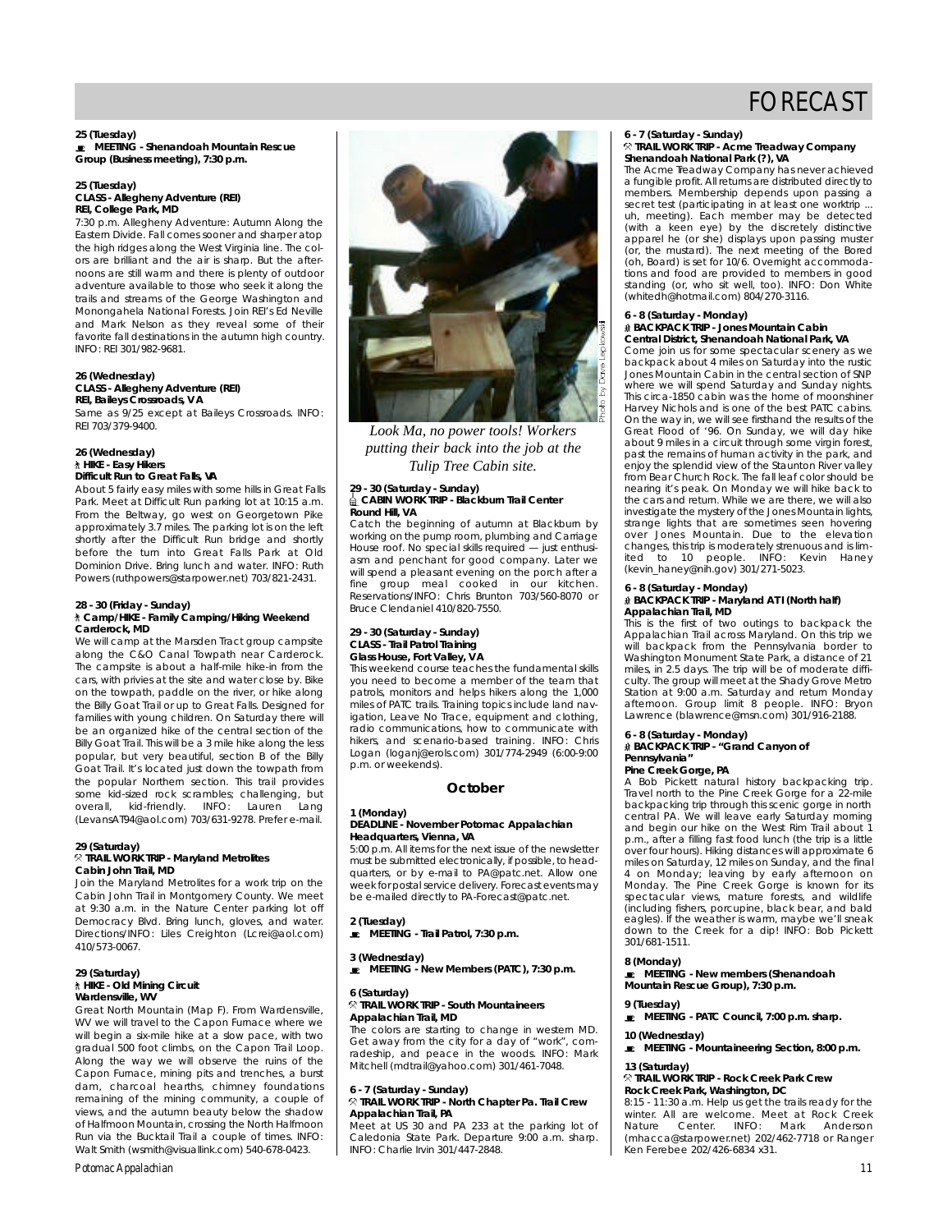# FORECAST

**25 (Tuesday)**
**MEETING - Shenandoah Mountain Rescue Group (Business meeting), 7:30 p.m.**

**25 (Tuesday)**
**CLASS - Allegheny Adventure (REI)**
**REI, College Park, MD**
7:30 p.m. Allegheny Adventure: Autumn Along the Eastern Divide. Fall comes sooner and sharper atop the high ridges along the West Virginia line. The colors are brilliant and the air is sharp. But the afternoons are still warm and there is plenty of outdoor adventure available to those who seek it along the trails and streams of the George Washington and Monongahela National Forests. Join REI's Ed Neville and Mark Nelson as they reveal some of their favorite fall destinations in the autumn high country. INFO: REI 301/982-9681.

**26 (Wednesday)**
**CLASS - Allegheny Adventure (REI)**
**REI, Baileys Crossroads, VA**
Same as 9/25 except at Baileys Crossroads. INFO: REI 703/379-9400.

**26 (Wednesday)**
**HIKE - Easy Hikers**
**Difficult Run to Great Falls, VA**
About 5 fairly easy miles with some hills in Great Falls Park. Meet at Difficult Run parking lot at 10:15 a.m. From the Beltway, go west on Georgetown Pike approximately 3.7 miles. The parking lot is on the left shortly after the Difficult Run bridge and shortly before the turn into Great Falls Park at Old Dominion Drive. Bring lunch and water. INFO: Ruth Powers (ruthpowers@starpower.net) 703/821-2431.

**28 - 30 (Friday - Sunday)**
**Camp/HIKE - Family Camping/Hiking Weekend**
**Carderock, MD**
We will camp at the Marsden Tract group campsite along the C&O Canal Towpath near Carderock. The campsite is about a half-mile hike-in from the cars, with privies at the site and water close by. Bike on the towpath, paddle on the river, or hike along the Billy Goat Trail or up to Great Falls. Designed for families with young children. On Saturday there will be an organized hike of the central section of the Billy Goat Trail. This will be a 3 mile hike along the less popular, but very beautiful, section B of the Billy Goat Trail. It's located just down the towpath from the popular Northern section. This trail provides some kid-sized rock scrambles; challenging, but overall, kid-friendly. INFO: Lauren Lang (LevansAT94@aol.com) 703/631-9278. Prefer e-mail.

**29 (Saturday)**
**TRAIL WORK TRIP - Maryland Metrolites**
**Cabin John Trail, MD**
Join the Maryland Metrolites for a work trip on the Cabin John Trail in Montgomery County. We meet at 9:30 a.m. in the Nature Center parking lot off Democracy Blvd. Bring lunch, gloves, and water. Directions/INFO: Liles Creighton (Lcrei@aol.com) 410/573-0067.

**29 (Saturday)**
**HIKE - Old Mining Circuit**
**Wardensville, WV**
Great North Mountain (Map F). From Wardensville, WV we will travel to the Capon Furnace where we will begin a six-mile hike at a slow pace, with two gradual 500 foot climbs, on the Capon Trail Loop. Along the way we will observe the ruins of the Capon Furnace, mining pits and trenches, a burst dam, charcoal hearths, chimney foundations remaining of the mining community, a couple of views, and the autumn beauty below the shadow of Halfmoon Mountain, crossing the North Halfmoon Run via the Bucktail Trail a couple of times. INFO: Walt Smith (wsmith@visuallink.com) 540-678-0423.

Photo by Dave Lepkowski

*Look Ma, no power tools! Workers putting their back into the job at the Tulip Tree Cabin site.*

**29 - 30 (Saturday - Sunday)**
**CABIN WORK TRIP - Blackburn Trail Center**
**Round Hill, VA**
Catch the beginning of autumn at Blackburn by working on the pump room, plumbing and Carriage House roof. No special skills required — just enthusiasm and penchant for good company. Later we will spend a pleasant evening on the porch after a fine group meal cooked in our kitchen. Reservations/INFO: Chris Brunton 703/560-8070 or Bruce Clendaniel 410/820-7550.

**29 - 30 (Saturday - Sunday)**
**CLASS - Trail Patrol Training**
**Glass House, Fort Valley, VA**
This weekend course teaches the fundamental skills you need to become a member of the team that patrols, monitors and helps hikers along the 1,000 miles of PATC trails. Training topics include land navigation, Leave No Trace, equipment and clothing, radio communications, how to communicate with hikers, and scenario-based training. INFO: Chris Logan (loganj@erols.com) 301/774-2949 (6:00-9:00 p.m. or weekends).

## October

**1 (Monday)**
**DEADLINE - November Potomac Appalachian**
**Headquarters, Vienna, VA**
5:00 p.m. All items for the next issue of the newsletter must be submitted electronically, if possible, to headquarters, or by e-mail to PA@patc.net. Allow one week for postal service delivery. Forecast events may be e-mailed directly to PA-Forecast@patc.net.

**2 (Tuesday)**
**MEETING - Trail Patrol, 7:30 p.m.**

**3 (Wednesday)**
**MEETING - New Members (PATC), 7:30 p.m.**

**6 (Saturday)**
**TRAIL WORK TRIP - South Mountaineers**
**Appalachian Trail, MD**
The colors are starting to change in western MD. Get away from the city for a day of "work", comradeship, and peace in the woods. INFO: Mark Mitchell (mdtrail@yahoo.com) 301/461-7048.

**6 - 7 (Saturday - Sunday)**
**TRAIL WORK TRIP - North Chapter Pa. Trail Crew**
**Appalachian Trail, PA**
Meet at US 30 and PA 233 at the parking lot of Caledonia State Park. Departure 9:00 a.m. sharp. INFO: Charlie Irvin 301/447-2848.

**6 - 7 (Saturday - Sunday)**
**TRAIL WORK TRIP - Acme Treadway Company**
**Shenandoah National Park (?), VA**
The Acme Treadway Company has never achieved a fungible profit. All returns are distributed directly to members. Membership depends upon passing a secret test (participating in at least one worktrip ... uh, meeting). Each member may be detected (with a keen eye) by the discretely distinctive apparel he (or she) displays upon passing muster (or, the mustard). The next meeting of the Bored (oh, Board) is set for 10/6. Overnight accommodations and food are provided to members in good standing (or, who sit well, too). INFO: Don White (whitedh@hotmail.com) 804/270-3116.

**6 - 8 (Saturday - Monday)**
**BACKPACK TRIP - Jones Mountain Cabin**
**Central District, Shenandoah National Park, VA**
Come join us for some spectacular scenery as we backpack about 4 miles on Saturday into the rustic Jones Mountain Cabin in the central section of SNP where we will spend Saturday and Sunday nights. This circa-1850 cabin was the home of moonshiner Harvey Nichols and is one of the best PATC cabins. On the way in, we will see firsthand the results of the Great Flood of '96. On Sunday, we will day hike about 9 miles in a circuit through some virgin forest, past the remains of human activity in the park, and enjoy the splendid view of the Staunton River valley from Bear Church Rock. The fall leaf color should be nearing it's peak. On Monday we will hike back to the cars and return. While we are there, we will also investigate the mystery of the Jones Mountain lights, strange lights that are sometimes seen hovering over Jones Mountain. Due to the elevation changes, this trip is moderately strenuous and is limited to 10 people. INFO: Kevin Haney (kevin_haney@nih.gov) 301/271-5023.

**6 - 8 (Saturday - Monday)**
**BACKPACK TRIP - Maryland ATI (North half)**
**Appalachian Trail, MD**
This is the first of two outings to backpack the Appalachian Trail across Maryland. On this trip we will backpack from the Pennsylvania border to Washington Monument State Park, a distance of 21 miles, in 2.5 days. The trip will be of moderate difficulty. The group will meet at the Shady Grove Metro Station at 9:00 a.m. Saturday and return Monday afternoon. Group limit 8 people. INFO: Bryon Lawrence (blawrence@msn.com) 301/916-2188.

**6 - 8 (Saturday - Monday)**
**BACKPACK TRIP - "Grand Canyon of Pennsylvania"**
**Pine Creek Gorge, PA**
A Bob Pickett natural history backpacking trip. Travel north to the Pine Creek Gorge for a 22-mile backpacking trip through this scenic gorge in north central PA. We will leave early Saturday morning and begin our hike on the West Rim Trail about 1 p.m., after a filling fast food lunch (the trip is a little over four hours). Hiking distances will approximate 6 miles on Saturday, 12 miles on Sunday, and the final 4 on Monday; leaving by early afternoon on Monday. The Pine Creek Gorge is known for its spectacular views, mature forests, and wildlife (including fishers, porcupine, black bear, and bald eagles). If the weather is warm, maybe we'll sneak down to the Creek for a dip! INFO: Bob Pickett 301/681-1511.

**8 (Monday)**
**MEETING - New members (Shenandoah Mountain Rescue Group), 7:30 p.m.**

**9 (Tuesday)**
**MEETING - PATC Council, 7:00 p.m. sharp.**

**10 (Wednesday)**
**MEETING - Mountaineering Section, 8:00 p.m.**

**13 (Saturday)**
**TRAIL WORK TRIP - Rock Creek Park Crew**
**Rock Creek Park, Washington, DC**
8:15 - 11:30 a.m. Help us get the trails ready for the winter. All are welcome. Meet at Rock Creek Nature Center. INFO: Mark Anderson (mhacca@starpower.net) 202/462-7718 or Ranger Ken Ferebee 202/426-6834 x31.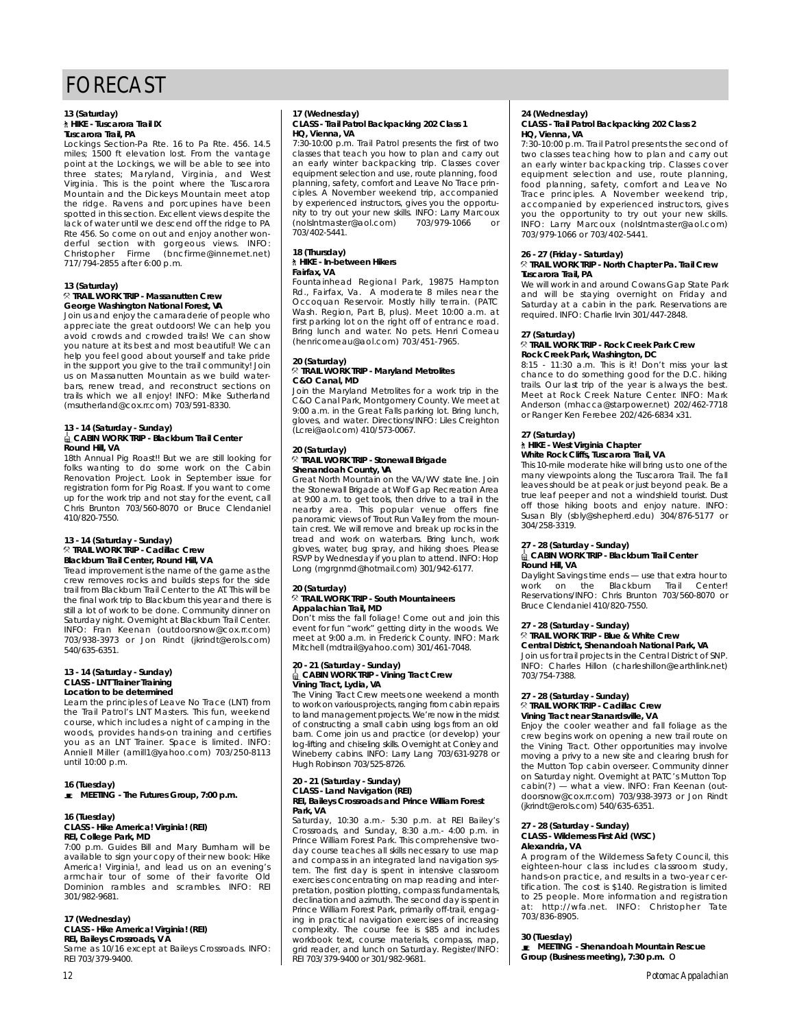# FORECAST

**13 (Saturday)**
**HIKE - Tuscarora Trail IX**
**Tuscarora Trail, PA**

Lockings Section-Pa Rte. 16 to Pa Rte. 456. 14.5 miles; 1500 ft elevation lost. From the vantage point at the Lockings, we will be able to see into three states; Maryland, Virginia, and West Virginia. This is the point where the Tuscarora Mountain and the Dickeys Mountain meet atop the ridge. Ravens and porcupines have been spotted in this section. Excellent views despite the lack of water until we descend off the ridge to PA Rte 456. So come on out and enjoy another wonderful section with gorgeous views. INFO: Christopher Firme (bncfirme@innernet.net) 717/794-2855 after 6:00 p.m.

**13 (Saturday)**
**TRAIL WORK TRIP - Massanutten Crew**
**George Washington National Forest, VA**

Join us and enjoy the camaraderie of people who appreciate the great outdoors! We can help you avoid crowds and crowded trails! We can show you nature at its best and most beautiful! We can help you feel good about yourself and take pride in the support you give to the trail community! Join us on Massanutten Mountain as we build waterbars, renew tread, and reconstruct sections on trails which we all enjoy! INFO: Mike Sutherland (msutherland@cox.rr.com) 703/591-8330.

**13 - 14 (Saturday - Sunday)**
**CABIN WORK TRIP - Blackburn Trail Center**
**Round Hill, VA**

18th Annual Pig Roast!! But we are still looking for folks wanting to do some work on the Cabin Renovation Project. Look in September issue for registration form for Pig Roast. If you want to come up for the work trip and not stay for the event, call Chris Brunton 703/560-8070 or Bruce Clendaniel 410/820-7550.

**13 - 14 (Saturday - Sunday)**
**TRAIL WORK TRIP - Cadillac Crew**
**Blackburn Trail Center, Round Hill, VA**

Tread improvement is the name of the game as the crew removes rocks and builds steps for the side trail from Blackburn Trail Center to the AT. This will be the final work trip to Blackburn this year and there is still a lot of work to be done. Community dinner on Saturday night. Overnight at Blackburn Trail Center. INFO: Fran Keenan (outdoorsnow@cox.rr.com) 703/938-3973 or Jon Rindt (jkrindt@erols.com) 540/635-6351.

**13 - 14 (Saturday - Sunday)**
**CLASS - LNT Trainer Training**
**Location to be determined**

Learn the principles of Leave No Trace (LNT) from the Trail Patrol's LNT Masters. This fun, weekend course, which includes a night of camping in the woods, provides hands-on training and certifies you as an LNT Trainer. Space is limited. INFO: Anniell Miller (amill1@yahoo.com) 703/250-8113 until 10:00 p.m.

**16 (Tuesday)**
**MEETING - The Futures Group, 7:00 p.m.**

**16 (Tuesday)**
**CLASS - Hike America! Virginia! (REI)**
**REI, College Park, MD**

7:00 p.m. Guides Bill and Mary Burnham will be available to sign your copy of their new book: Hike America! Virginia!, and lead us on an evening's armchair tour of some of their favorite Old Dominion rambles and scrambles. INFO: REI 301/982-9681.

**17 (Wednesday)**
**CLASS - Hike America! Virginia! (REI)**
**REI, Baileys Crossroads, VA**

Same as 10/16 except at Baileys Crossroads. INFO: REI 703/379-9400.

**17 (Wednesday)**
**CLASS - Trail Patrol Backpacking 202 Class 1**
**HQ, Vienna, VA**

7:30-10:00 p.m. Trail Patrol presents the first of two classes that teach you how to plan and carry out an early winter backpacking trip. Classes cover equipment selection and use, route planning, food planning, safety, comfort and Leave No Trace principles. A November weekend trip, accompanied by experienced instructors, gives you the opportunity to try out your new skills. INFO: Larry Marcoux (nolslntmaster@aol.com) 703/979-1066 or 703/402-5441.

**18 (Thursday)**
**HIKE - In-between Hikers**
**Fairfax, VA**

Fountainhead Regional Park, 19875 Hampton Rd., Fairfax, Va. A moderate 8 miles near the Occoquan Reservoir. Mostly hilly terrain. (PATC Wash. Region, Part B, plus). Meet 10:00 a.m. at first parking lot on the right off of entrance road. Bring lunch and water. No pets. Henri Comeau (henricomeau@aol.com) 703/451-7965.

**20 (Saturday)**
**TRAIL WORK TRIP - Maryland Metrolites**
**C&O Canal, MD**

Join the Maryland Metrolites for a work trip in the C&O Canal Park, Montgomery County. We meet at 9:00 a.m. in the Great Falls parking lot. Bring lunch, gloves, and water. Directions/INFO: Liles Creighton (Lcrei@aol.com) 410/573-0067.

**20 (Saturday)**
**TRAIL WORK TRIP - Stonewall Brigade**
**Shenandoah County, VA**

Great North Mountain on the VA/WV state line. Join the Stonewall Brigade at Wolf Gap Recreation Area at 9:00 a.m. to get tools, then drive to a trail in the nearby area. This popular venue offers fine panoramic views of Trout Run Valley from the mountain crest. We will remove and break up rocks in the tread and work on waterbars. Bring lunch, work gloves, water, bug spray, and hiking shoes. Please RSVP by Wednesday if you plan to attend. INFO: Hop Long (mgrgnmd@hotmail.com) 301/942-6177.

**20 (Saturday)**
**TRAIL WORK TRIP - South Mountaineers**
**Appalachian Trail, MD**

Don't miss the fall foliage! Come out and join this event for fun "work" getting dirty in the woods. We meet at 9:00 a.m. in Frederick County. INFO: Mark Mitchell (mdtrail@yahoo.com) 301/461-7048.

**20 - 21 (Saturday - Sunday)**
**CABIN WORK TRIP - Vining Tract Crew**
**Vining Tract, Lydia, VA**

The Vining Tract Crew meets one weekend a month to work on various projects, ranging from cabin repairs to land management projects. We're now in the midst of constructing a small cabin using logs from an old barn. Come join us and practice (or develop) your log-lifting and chiseling skills. Overnight at Conley and Wineberry cabins. INFO: Larry Lang 703/631-9278 or Hugh Robinson 703/525-8726.

**20 - 21 (Saturday - Sunday)**
**CLASS - Land Navigation (REI)**
**REI, Baileys Crossroads and Prince William Forest Park, VA**

Saturday, 10:30 a.m.- 5:30 p.m. at REI Bailey's Crossroads, and Sunday, 8:30 a.m.- 4:00 p.m. in Prince William Forest Park. This comprehensive two-day course teaches all skills necessary to use map and compass in an integrated land navigation system. The first day is spent in intensive classroom exercises concentrating on map reading and interpretation, position plotting, compass fundamentals, declination and azimuth. The second day is spent in Prince William Forest Park, primarily off-trail, engaging in practical navigation exercises of increasing complexity. The course fee is $85 and includes workbook text, course materials, compass, map, grid reader, and lunch on Saturday. Register/INFO: REI 703/379-9400 or 301/982-9681.

**24 (Wednesday)**
**CLASS - Trail Patrol Backpacking 202 Class 2**
**HQ, Vienna, VA**

7:30-10:00 p.m. Trail Patrol presents the second of two classes teaching how to plan and carry out an early winter backpacking trip. Classes cover equipment selection and use, route planning, food planning, safety, comfort and Leave No Trace principles. A November weekend trip, accompanied by experienced instructors, gives you the opportunity to try out your new skills. INFO: Larry Marcoux (nolslntmaster@aol.com) 703/979-1066 or 703/402-5441.

**26 - 27 (Friday - Saturday)**
**TRAIL WORK TRIP - North Chapter Pa. Trail Crew**
**Tuscarora Trail, PA**

We will work in and around Cowans Gap State Park and will be staying overnight on Friday and Saturday at a cabin in the park. Reservations are required. INFO: Charlie Irvin 301/447-2848.

**27 (Saturday)**
**TRAIL WORK TRIP - Rock Creek Park Crew**
**Rock Creek Park, Washington, DC**

8:15 - 11:30 a.m. This is it! Don't miss your last chance to do something good for the D.C. hiking trails. Our last trip of the year is always the best. Meet at Rock Creek Nature Center. INFO: Mark Anderson (mhacca@starpower.net) 202/462-7718 or Ranger Ken Ferebee 202/426-6834 x31.

**27 (Saturday)**
**HIKE - West Virginia Chapter**
**White Rock Cliffs, Tuscarora Trail, VA**

This 10-mile moderate hike will bring us to one of the many viewpoints along the Tuscarora Trail. The fall leaves should be at peak or just beyond peak. Be a true leaf peeper and not a windshield tourist. Dust off those hiking boots and enjoy nature. INFO: Susan Bly (sbly@shepherd.edu) 304/876-5177 or 304/258-3319.

**27 - 28 (Saturday - Sunday)**
**CABIN WORK TRIP - Blackburn Trail Center**
**Round Hill, VA**

Daylight Savings time ends — use that extra hour to work on the Blackburn Trail Center! Reservations/INFO: Chris Brunton 703/560-8070 or Bruce Clendaniel 410/820-7550.

**27 - 28 (Saturday - Sunday)**
**TRAIL WORK TRIP - Blue & White Crew**
**Central District, Shenandoah National Park, VA**

Join us for trail projects in the Central District of SNP. INFO: Charles Hillon (charleshillon@earthlink.net) 703/754-7388.

**27 - 28 (Saturday - Sunday)**
**TRAIL WORK TRIP - Cadillac Crew**
**Vining Tract near Stanardsville, VA**

Enjoy the cooler weather and fall foliage as the crew begins work on opening a new trail route on the Vining Tract. Other opportunities may involve moving a privy to a new site and clearing brush for the Mutton Top cabin overseer. Community dinner on Saturday night. Overnight at PATC's Mutton Top cabin(?) — what a view. INFO: Fran Keenan (outdoorsnow@cox.rr.com) 703/938-3973 or Jon Rindt (jkrindt@erols.com) 540/635-6351.

**27 - 28 (Saturday - Sunday)**
**CLASS - Wilderness First Aid (WSC)**
**Alexandria, VA**

A program of the Wilderness Safety Council, this eighteen-hour class includes classroom study, hands-on practice, and results in a two-year certification. The cost is $140. Registration is limited to 25 people. More information and registration at: http://wfa.net. INFO: Christopher Tate 703/836-8905.

**30 (Tuesday)**
**MEETING - Shenandoah Mountain Rescue Group (Business meeting), 7:30 p.m.**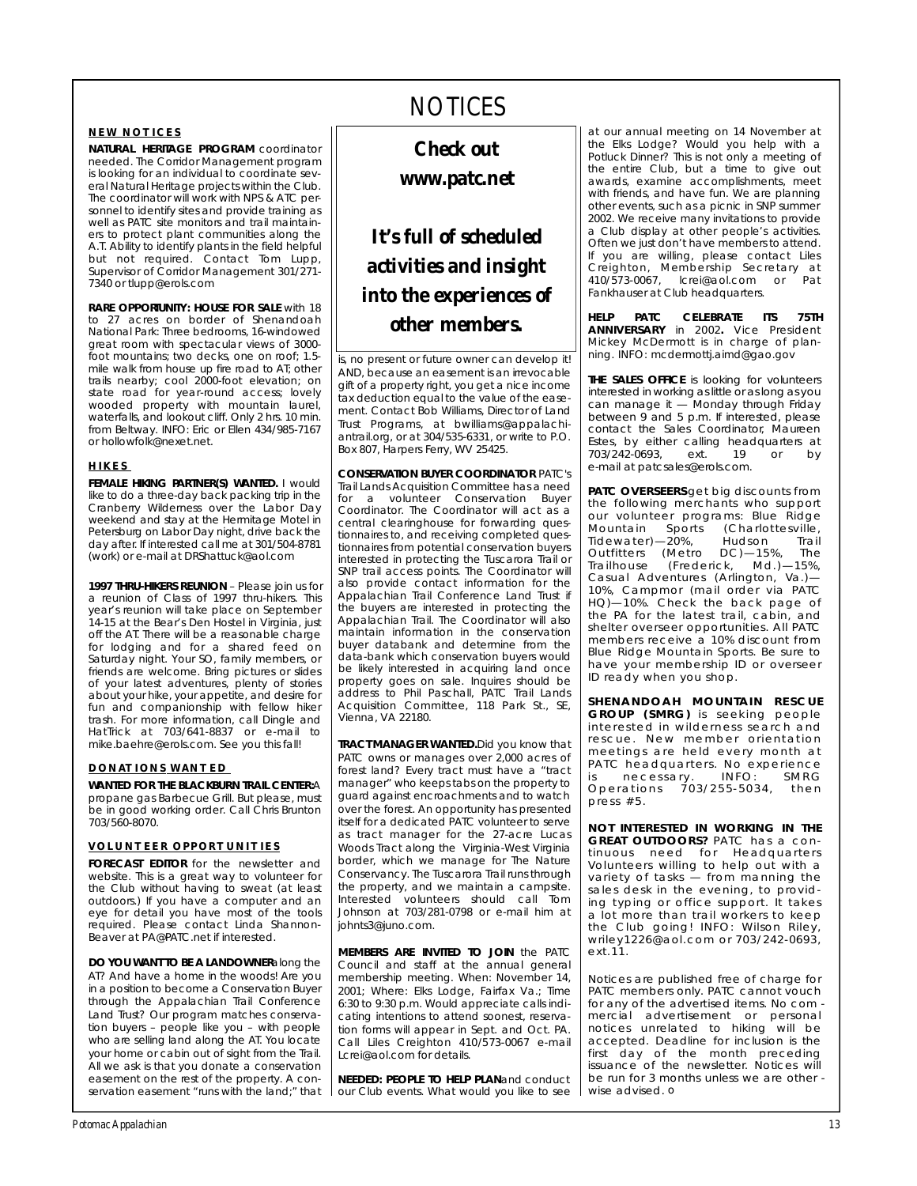# NOTICES

## NEW NOTICES

**NATURAL HERITAGE PROGRAM** coordinator needed. The Corridor Management program is looking for an individual to coordinate several Natural Heritage projects within the Club. The coordinator will work with NPS & ATC personnel to identify sites and provide training as well as PATC site monitors and trail maintainers to protect plant communities along the A.T. Ability to identify plants in the field helpful but not required. Contact Tom Lupp, Supervisor of Corridor Management 301/271-7340 or tlupp@erols.com

**RARE OPPORTUNITY: HOUSE FOR SALE** with 18 to 27 acres on border of Shenandoah National Park: Three bedrooms, 16-windowed great room with spectacular views of 3000-foot mountains; two decks, one on roof; 1.5-mile walk from house up fire road to AT; other trails nearby; cool 2000-foot elevation; on state road for year-round access; lovely wooded property with mountain laurel, waterfalls, and lookout cliff. Only 2 hrs. 10 min. from Beltway. INFO: Eric or Ellen 434/985-7167 or hollowfolk@nexet.net.

## HIKES

**FEMALE HIKING PARTNER(S) WANTED.** I would like to do a three-day back packing trip in the Cranberry Wilderness over the Labor Day weekend and stay at the Hermitage Motel in Petersburg on Labor Day night, drive back the day after. If interested call me at 301/504-8781 (work) or e-mail at DRShattuck@aol.com

**1997 THRU-HIKERS REUNION** – Please join us for a reunion of Class of 1997 thru-hikers. This year's reunion will take place on September 14-15 at the Bear's Den Hostel in Virginia, just off the AT. There will be a reasonable charge for lodging and for a shared feed on Saturday night. Your SO, family members, or friends are welcome. Bring pictures or slides of your latest adventures, plenty of stories about your hike, your appetite, and desire for fun and companionship with fellow hiker trash. For more information, call Dingle and HatTrick at 703/641-8837 or e-mail to mike.baehre@erols.com. See you this fall!

## DONATIONS WANTED

**WANTED FOR THE BLACKBURN TRAIL CENTER:** A propane gas Barbecue Grill. But please, must be in good working order. Call Chris Brunton 703/560-8070.

## VOLUNTEER OPPORTUNITIES

**FORECAST EDITOR** for the newsletter and website. This is a great way to volunteer for the Club without having to sweat (at least outdoors.) If you have a computer and an eye for detail you have most of the tools required. Please contact Linda Shannon-Beaver at PA@PATC.net if interested.

**DO YOU WANT TO BE A LANDOWNER** along the AT? And have a home in the woods! Are you in a position to become a Conservation Buyer through the Appalachian Trail Conference Land Trust? Our program matches conservation buyers – people like you – with people who are selling land along the AT. You locate your home or cabin out of sight from the Trail. All we ask is that you donate a conservation easement on the rest of the property. A conservation easement "runs with the land;" that is, no present or future owner can develop it! AND, because an easement is an irrevocable gift of a property right, you get a nice income tax deduction equal to the value of the easement. Contact Bob Williams, Director of Land Trust Programs, at bwilliams@appalachiantrail.org, or at 304/535-6331, or write to P.O. Box 807, Harpers Ferry, WV 25425.

**Check out www.patc.net**

**It's full of scheduled activities and insight into the experiences of other members.**

**CONSERVATION BUYER COORDINATOR** PATC's Trail Lands Acquisition Committee has a need for a volunteer Conservation Buyer Coordinator. The Coordinator will act as a central clearinghouse for forwarding questionnaires to, and receiving completed questionnaires from potential conservation buyers interested in protecting the Tuscarora Trail or SNP trail access points. The Coordinator will also provide contact information for the Appalachian Trail Conference Land Trust if the buyers are interested in protecting the Appalachian Trail. The Coordinator will also maintain information in the conservation buyer databank and determine from the data-bank which conservation buyers would be likely interested in acquiring land once property goes on sale. Inquires should be address to Phil Paschall, PATC Trail Lands Acquisition Committee, 118 Park St., SE, Vienna, VA 22180.

**TRACT MANAGER WANTED.** Did you know that PATC owns or manages over 2,000 acres of forest land? Every tract must have a "tract manager" who keeps tabs on the property to guard against encroachments and to watch over the forest. An opportunity has presented itself for a dedicated PATC volunteer to serve as tract manager for the 27-acre Lucas Woods Tract along the Virginia-West Virginia border, which we manage for The Nature Conservancy. The Tuscarora Trail runs through the property, and we maintain a campsite. Interested volunteers should call Tom Johnson at 703/281-0798 or e-mail him at johnts3@juno.com.

**MEMBERS ARE INVITED TO JOIN** the PATC Council and staff at the annual general membership meeting. When: November 14, 2001; Where: Elks Lodge, Fairfax Va.; Time 6:30 to 9:30 p.m. Would appreciate calls indicating intentions to attend soonest, reservation forms will appear in Sept. and Oct. PA. Call Liles Creighton 410/573-0067 e-mail Lcrei@aol.com for details.

**NEEDED: PEOPLE TO HELP PLAN** and conduct our Club events. What would you like to see at our annual meeting on 14 November at the Elks Lodge? Would you help with a Potluck Dinner? This is not only a meeting of the entire Club, but a time to give out awards, examine accomplishments, meet with friends, and have fun. We are planning other events, such as a picnic in SNP summer 2002. We receive many invitations to provide a Club display at other people's activities. Often we just don't have members to attend. If you are willing, please contact Liles Creighton, Membership Secretary at 410/573-0067, lcrei@aol.com or Pat Fankhauser at Club headquarters.

**HELP PATC CELEBRATE ITS 75TH ANNIVERSARY** in 2002**.** Vice President Mickey McDermott is in charge of planning. INFO: mcdermottj.aimd@gao.gov

**THE SALES OFFICE** is looking for volunteers interested in working as little or as long as you can manage it — Monday through Friday between 9 and 5 p.m. If interested, please contact the Sales Coordinator, Maureen Estes, by either calling headquarters at 703/242-0693, ext. 19 or by e-mail at patcsales@erols.com.

**PATC OVERSEERS** get big discounts from the following merchants who support our volunteer programs: Blue Ridge Mountain Sports (Charlottesville, Tidewater)—20%, Hudson Trail Outfitters (Metro DC)—15%, The Trailhouse (Frederick, Md.)—15%, Casual Adventures (Arlington, Va.)—10%, Campmor (mail order via PATC HQ)—10%. Check the back page of the PA for the latest trail, cabin, and shelter overseer opportunities. All PATC members receive a 10% discount from Blue Ridge Mountain Sports. Be sure to have your membership ID or overseer ID ready when you shop.

**SHENANDOAH MOUNTAIN RESCUE GROUP (SMRG)** is seeking people interested in wilderness search and rescue. New member orientation meetings are held every month at PATC headquarters. No experience is necessary. INFO: SMRG Operations 703/255-5034, then press #5.

**NOT INTERESTED IN WORKING IN THE GREAT OUTDOORS?** PATC has a continuous need for Headquarters Volunteers willing to help out with a variety of tasks — from manning the sales desk in the evening, to providing typing or office support. It takes a lot more than trail workers to keep the Club going! INFO: Wilson Riley, wriley1226@aol.com or 703/242-0693, ext.11.

Notices are published free of charge for PATC members only. PATC cannot vouch for any of the advertised items. No commercial advertisement or personal notices unrelated to hiking will be accepted. Deadline for inclusion is the first day of the month preceding issuance of the newsletter. Notices will be run for 3 months unless we are otherwise advised. o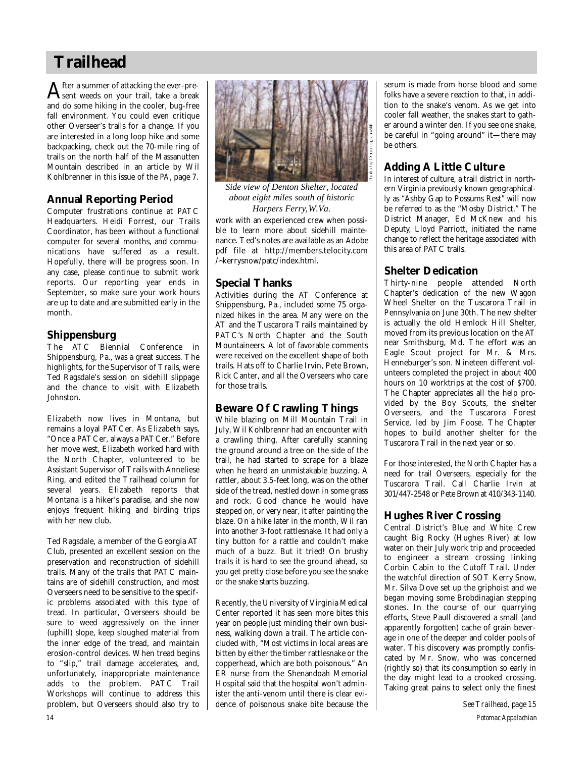# Trailhead

After a summer of attacking the ever-present weeds on your trail, take a break and do some hiking in the cooler, bug-free fall environment. You could even critique other Overseer's trails for a change. If you are interested in a long loop hike and some backpacking, check out the 70-mile ring of trails on the north half of the Massanutten Mountain described in an article by Wil Kohlbrenner in this issue of the *PA*, page 7.

## Annual Reporting Period

Computer frustrations continue at PATC Headquarters. Heidi Forrest, our Trails Coordinator, has been without a functional computer for several months, and communications have suffered as a result. Hopefully, there will be progress soon. In any case, please continue to submit work reports. Our reporting year ends in September, so make sure your work hours are up to date and are submitted early in the month.

## Shippensburg

The ATC Biennial Conference in Shippensburg, Pa., was a great success. The highlights, for the Supervisor of Trails, were Ted Ragsdale's session on sidehill slippage and the chance to visit with Elizabeth Johnston.

Elizabeth now lives in Montana, but remains a loyal PATCer. As Elizabeth says, "Once a PATCer, always a PATCer." Before her move west, Elizabeth worked hard with the North Chapter, volunteered to be Assistant Supervisor of Trails with Anneliese Ring, and edited the Trailhead column for several years. Elizabeth reports that Montana is a hiker's paradise, and she now enjoys frequent hiking and birding trips with her new club.

Ted Ragsdale, a member of the Georgia AT Club, presented an excellent session on the preservation and reconstruction of sidehill trails. Many of the trails that PATC maintains are of sidehill construction, and most Overseers need to be sensitive to the specific problems associated with this type of tread. In particular, Overseers should be sure to weed aggressively on the inner (uphill) slope, keep sloughed material from the inner edge of the tread, and maintain erosion-control devices. When tread begins to "slip," trail damage accelerates, and, unfortunately, inappropriate maintenance adds to the problem. PATC Trail Workshops will continue to address this problem, but Overseers should also try to work with an experienced crew when possible to learn more about sidehill maintenance. Ted's notes are available as an Adobe pdf file at http://members.telocity.com /~kerrysnow/patc/index.html.

*Side view of Denton Shelter, located about eight miles south of historic Harpers Ferry, W.Va.*

Photo by Dave Lapkowski

## Special Thanks

Activities during the AT Conference at Shippensburg, Pa., included some 75 organized hikes in the area. Many were on the AT and the Tuscarora Trails maintained by PATC's North Chapter and the South Mountaineers. A lot of favorable comments were received on the excellent shape of both trails. Hats off to Charlie Irvin, Pete Brown, Rick Canter, and all the Overseers who care for those trails.

## Beware Of Crawling Things

While blazing on Mill Mountain Trail in July, Wil Kohlbrennr had an encounter with a crawling thing. After carefully scanning the ground around a tree on the side of the trail, he had started to scrape for a blaze when he heard an unmistakable buzzing. A rattler, about 3.5-feet long, was on the other side of the tread, nestled down in some grass and rock. Good chance he would have stepped on, or very near, it after painting the blaze. On a hike later in the month, Wil ran into another 3-foot rattlesnake. It had only a tiny button for a rattle and couldn't make much of a buzz. But it tried! On brushy trails it is hard to see the ground ahead, so you get pretty close before you see the snake or the snake starts buzzing.

Recently, the University of Virginia Medical Center reported it has seen more bites this year on people just minding their own business, walking down a trail. The article concluded with, "Most victims in local areas are bitten by either the timber rattlesnake or the copperhead, which are both poisonous." An ER nurse from the Shenandoah Memorial Hospital said that the hospital won't administer the anti-venom until there is clear evidence of poisonous snake bite because the serum is made from horse blood and some folks have a severe reaction to that, in addition to the snake's venom. As we get into cooler fall weather, the snakes start to gather around a winter den. If you see one snake, be careful in "going around" it—there may be others.

## Adding A Little Culture

In interest of culture, a trail district in northern Virginia previously known geographically as "Ashby Gap to Possums Rest" will now be referred to as the "Mosby District." The District Manager, Ed McKnew and his Deputy, Lloyd Parriott, initiated the name change to reflect the heritage associated with this area of PATC trails.

## Shelter Dedication

Thirty-nine people attended North Chapter's dedication of the new Wagon Wheel Shelter on the Tuscarora Trail in Pennsylvania on June 30th. The new shelter is actually the old Hemlock Hill Shelter, moved from its previous location on the AT near Smithsburg, Md. The effort was an Eagle Scout project for Mr. & Mrs. Henneburger's son. Nineteen different volunteers completed the project in about 400 hours on 10 worktrips at the cost of $700. The Chapter appreciates all the help provided by the Boy Scouts, the shelter Overseers, and the Tuscarora Forest Service, led by Jim Foose. The Chapter hopes to build another shelter for the Tuscarora Trail in the next year or so.

For those interested, the North Chapter has a need for trail Overseers, especially for the Tuscarora Trail. Call Charlie Irvin at 301/447-2548 or Pete Brown at 410/343-1140.

## Hughes River Crossing

Central District's Blue and White Crew caught Big Rocky (Hughes River) at low water on their July work trip and proceeded to engineer a stream crossing linking Corbin Cabin to the Cutoff Trail. Under the watchful direction of SOT Kerry Snow, Mr. Silva Dove set up the griphoist and we began moving some Brobdinagian stepping stones. In the course of our quarrying efforts, Steve Paull discovered a small (and apparently forgotten) cache of grain beverage in one of the deeper and colder pools of water. This discovery was promptly confiscated by Mr. Snow, who was concerned (rightly so) that its consumption so early in the day might lead to a crooked crossing. Taking great pains to select only the finest

*See Trailhead, page 15*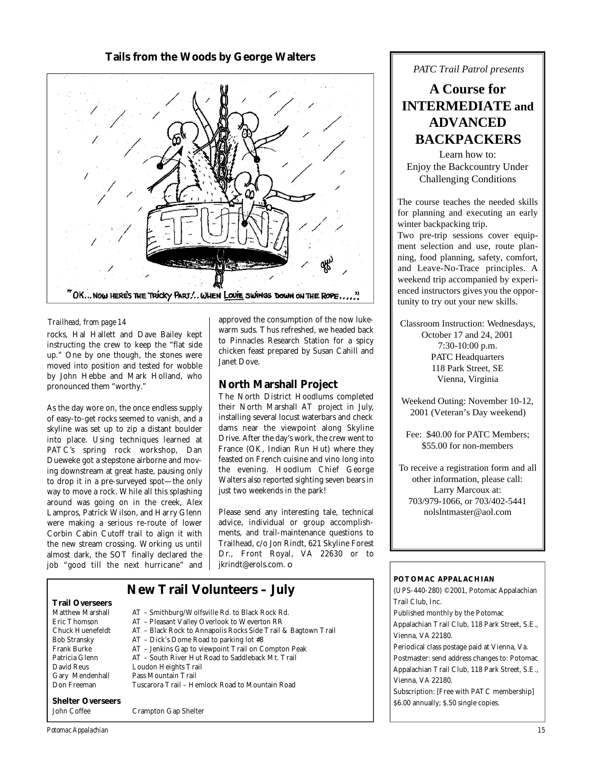## Tails from the Woods by George Walters

"OK... NOW HERE'S THE TRICKY PART!.. WHEN LOUIE SWINGS DOWN ON THE ROPE....."

*Trailhead, from page 14*

rocks, Hal Hallett and Dave Bailey kept instructing the crew to keep the "flat side up." One by one though, the stones were moved into position and tested for wobble by John Hebbe and Mark Holland, who pronounced them "worthy."

As the day wore on, the once endless supply of easy-to-get rocks seemed to vanish, and a skyline was set up to zip a distant boulder into place. Using techniques learned at PATC's spring rock workshop, Dan Dueweke got a stepstone airborne and moving downstream at great haste, pausing only to drop it in a pre-surveyed spot—the only way to move a rock. While all this splashing around was going on in the creek, Alex Lampros, Patrick Wilson, and Harry Glenn were making a serious re-route of lower Corbin Cabin Cutoff trail to align it with the new stream crossing. Working us until almost dark, the SOT finally declared the job "good till the next hurricane" and approved the consumption of the now lukewarm suds. Thus refreshed, we headed back to Pinnacles Research Station for a spicy chicken feast prepared by Susan Cahill and Janet Dove.

### North Marshall Project

The North District Hoodlums completed their North Marshall AT project in July, installing several locust waterbars and check dams near the viewpoint along Skyline Drive. After the day's work, the crew went to France (OK, Indian Run Hut) where they feasted on French cuisine and vino long into the evening. Hoodlum Chief George Walters also reported sighting seven bears in just two weekends in the park!

Please send any interesting tale, technical advice, individual or group accomplishments, and trail-maintenance questions to Trailhead, c/o Jon Rindt, 621 Skyline Forest Dr., Front Royal, VA 22630 or to jkrindt@erols.com. o

## New Trail Volunteers – July

**Trail Overseers**

| | |
|---|---|
| Matthew Marshall | AT – Smithburg/Wolfsville Rd. to Black Rock Rd. |
| Eric Thomson | AT – Pleasant Valley Overlook to Weverton RR |
| Chuck Huenefeldt | AT – Black Rock to Annapolis Rocks Side Trail & Bagtown Trail |
| Bob Stransky | AT – Dick's Dome Road to parking lot #8 |
| Frank Burke | AT – Jenkins Gap to viewpoint Trail on Compton Peak |
| Patricia Glenn | AT – South River Hut Road to Saddleback Mt. Trail |
| David Reus | Loudon Heights Trail |
| Gary Mendenhall | Pass Mountain Trail |
| Don Freeman | Tuscarora Trail – Hemlock Road to Mountain Road |

**Shelter Overseers**

| | |
|---|---|
| John Coffee | Crampton Gap Shelter |

*PATC Trail Patrol presents*

## A Course for INTERMEDIATE and ADVANCED BACKPACKERS

Learn how to:
Enjoy the Backcountry Under Challenging Conditions

The course teaches the needed skills for planning and executing an early winter backpacking trip.
Two pre-trip sessions cover equipment selection and use, route planning, food planning, safety, comfort, and Leave-No-Trace principles. A weekend trip accompanied by experienced instructors gives you the opportunity to try out your new skills.

Classroom Instruction: Wednesdays, October 17 and 24, 2001
7:30-10:00 p.m.
PATC Headquarters
118 Park Street, SE
Vienna, Virginia

Weekend Outing: November 10-12, 2001 (Veteran's Day weekend)

Fee: $40.00 for PATC Members; $55.00 for non-members

To receive a registration form and all other information, please call:
Larry Marcoux at:
703/979-1066, or 703/402-5441
nolslntmaster@aol.com

**POTOMAC APPALACHIAN**
(UPS-440-280) ©2001, Potomac Appalachian Trail Club, Inc.
Published monthly by the Potomac Appalachian Trail Club, 118 Park Street, S.E., Vienna, VA 22180.
Periodical class postage paid at Vienna, Va.
Postmaster: send address changes to: Potomac Appalachian Trail Club, 118 Park Street, S.E., Vienna, VA 22180.
Subscription: [Free with PATC membership] $6.00 annually; $.50 single copies.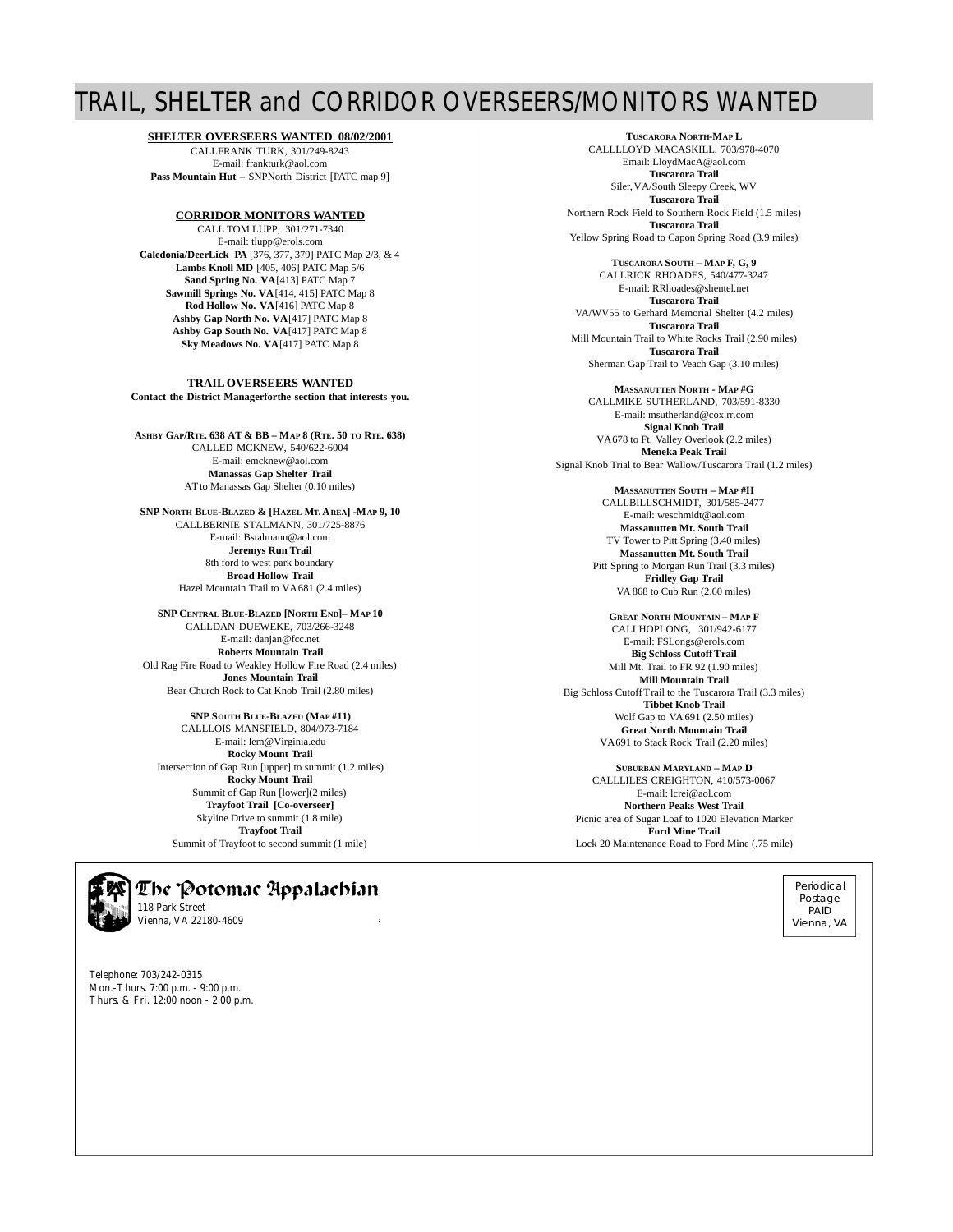# TRAIL, SHELTER and CORRIDOR OVERSEERS/MONITORS WANTED

**SHELTER OVERSEERS WANTED 08/02/2001**

CALLFRANK TURK, 301/249-8243
E-mail: frankturk@aol.com
**Pass Mountain Hut** – SNPNorth District [PATC map 9]

**CORRIDOR MONITORS WANTED**

CALL TOM LUPP, 301/271-7340
E-mail: tlupp@erols.com
**Caledonia/DeerLick PA** [376, 377, 379] PATC Map 2/3, & 4
**Lambs Knoll MD** [405, 406] PATC Map 5/6
**Sand Spring No. VA**[413] PATC Map 7
**Sawmill Springs No. VA**[414, 415] PATC Map 8
**Rod Hollow No. VA**[416] PATC Map 8
**Ashby Gap North No. VA**[417] PATC Map 8
**Ashby Gap South No. VA**[417] PATC Map 8
**Sky Meadows No. VA**[417] PATC Map 8

**TRAIL OVERSEERS WANTED**

**Contact the District Managerforthe section that interests you.**

**ASHBY GAP/RTE. 638 AT & BB – MAP 8 (RTE. 50 TO RTE. 638)**
CALLED MCKNEW, 540/622-6004
E-mail: emcknew@aol.com
**Manassas Gap Shelter Trail**
ATto Manassas Gap Shelter (0.10 miles)

**SNP NORTH BLUE-BLAZED & [HAZEL MT. AREA] -MAP 9, 10**
CALLBERNIE STALMANN, 301/725-8876
E-mail: Bstalmann@aol.com
**Jeremys Run Trail**
8th ford to west park boundary
**Broad Hollow Trail**
Hazel Mountain Trail to VA681 (2.4 miles)

**SNP CENTRAL BLUE-BLAZED [NORTH END]– MAP 10**
CALLDAN DUEWEKE, 703/266-3248
E-mail: danjan@fcc.net
**Roberts Mountain Trail**
Old Rag Fire Road to Weakley Hollow Fire Road (2.4 miles)
**Jones Mountain Trail**
Bear Church Rock to Cat Knob Trail (2.80 miles)

**SNP SOUTH BLUE-BLAZED (MAP #11)**
CALLLOIS MANSFIELD, 804/973-7184
E-mail: lem@Virginia.edu
**Rocky Mount Trail**
Intersection of Gap Run [upper] to summit (1.2 miles)
**Rocky Mount Trail**
Summit of Gap Run [lower](2 miles)
**Trayfoot Trail [Co-overseer]**
Skyline Drive to summit (1.8 mile)
**Trayfoot Trail**
Summit of Trayfoot to second summit (1 mile)

**TUSCARORA NORTH-MAP L**
CALLLLOYD MACASKILL, 703/978-4070
Email: LloydMacA@aol.com
**Tuscarora Trail**
Siler, VA/South Sleepy Creek, WV
**Tuscarora Trail**
Northern Rock Field to Southern Rock Field (1.5 miles)
**Tuscarora Trail**
Yellow Spring Road to Capon Spring Road (3.9 miles)

**TUSCARORA SOUTH – MAP F, G, 9**
CALLRICK RHOADES, 540/477-3247
E-mail: RRhoades@shentel.net
**Tuscarora Trail**
VA/WV55 to Gerhard Memorial Shelter (4.2 miles)
**Tuscarora Trail**
Mill Mountain Trail to White Rocks Trail (2.90 miles)
**Tuscarora Trail**
Sherman Gap Trail to Veach Gap (3.10 miles)

**MASSANUTTEN NORTH - MAP #G**
CALLMIKE SUTHERLAND, 703/591-8330
E-mail: msutherland@cox.rr.com
**Signal Knob Trail**
VA678 to Ft. Valley Overlook (2.2 miles)
**Meneka Peak Trail**
Signal Knob Trial to Bear Wallow/Tuscarora Trail (1.2 miles)

**MASSANUTTEN SOUTH – MAP #H**
CALLBILLSCHMIDT, 301/585-2477
E-mail: weschmidt@aol.com
**Massanutten Mt. South Trail**
TV Tower to Pitt Spring (3.40 miles)
**Massanutten Mt. South Trail**
Pitt Spring to Morgan Run Trail (3.3 miles)
**Fridley Gap Trail**
VA 868 to Cub Run (2.60 miles)

**GREAT NORTH MOUNTAIN – MAP F**
CALLHOPLONG, 301/942-6177
E-mail: FSLongs@erols.com
**Big Schloss Cutoff Trail**
Mill Mt. Trail to FR 92 (1.90 miles)
**Mill Mountain Trail**
Big Schloss Cutoff Trail to the Tuscarora Trail (3.3 miles)
**Tibbet Knob Trail**
Wolf Gap to VA 691 (2.50 miles)
**Great North Mountain Trail**
VA691 to Stack Rock Trail (2.20 miles)

**SUBURBAN MARYLAND – MAP D**
CALLLILES CREIGHTON, 410/573-0067
E-mail: lcrei@aol.com
**Northern Peaks West Trail**
Picnic area of Sugar Loaf to 1020 Elevation Marker
**Ford Mine Trail**
Lock 20 Maintenance Road to Ford Mine (.75 mile)

The Potomac Appalachian
118 Park Street
Vienna, VA 22180-4609

Periodical
Postage
PAID
Vienna, VA

Telephone: 703/242-0315
Mon.-Thurs. 7:00 p.m. - 9:00 p.m.
Thurs. & Fri. 12:00 noon - 2:00 p.m.